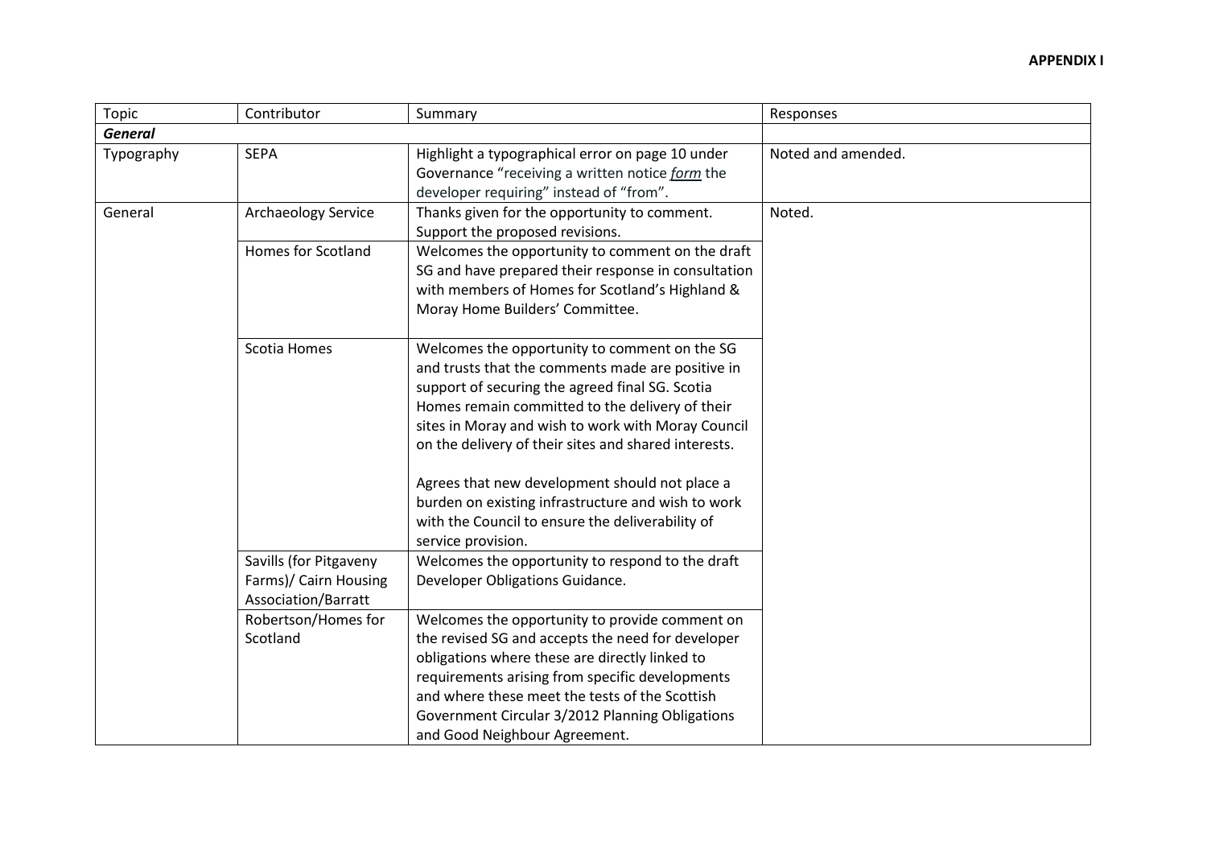**APPENDIX I**

| Topic | Contributor | Summary | Responses |
|---|---|---|---|
| ***General*** | | | |
| Typography | SEPA | Highlight a typographical error on page 10 under Governance "receiving a written notice ***form*** the developer requiring" instead of "from". | Noted and amended. |
| General | Archaeology Service | Thanks given for the opportunity to comment. Support the proposed revisions. | Noted. |
| | Homes for Scotland | Welcomes the opportunity to comment on the draft SG and have prepared their response in consultation with members of Homes for Scotland's Highland & Moray Home Builders' Committee. | |
| | Scotia Homes | Welcomes the opportunity to comment on the SG and trusts that the comments made are positive in support of securing the agreed final SG. Scotia Homes remain committed to the delivery of their sites in Moray and wish to work with Moray Council on the delivery of their sites and shared interests.<br><br>Agrees that new development should not place a burden on existing infrastructure and wish to work with the Council to ensure the deliverability of service provision. | |
| | Savills (for Pitgaveny Farms)/ Cairn Housing Association/Barratt | Welcomes the opportunity to respond to the draft Developer Obligations Guidance. | |
| | Robertson/Homes for Scotland | Welcomes the opportunity to provide comment on the revised SG and accepts the need for developer obligations where these are directly linked to requirements arising from specific developments and where these meet the tests of the Scottish Government Circular 3/2012 Planning Obligations and Good Neighbour Agreement. | |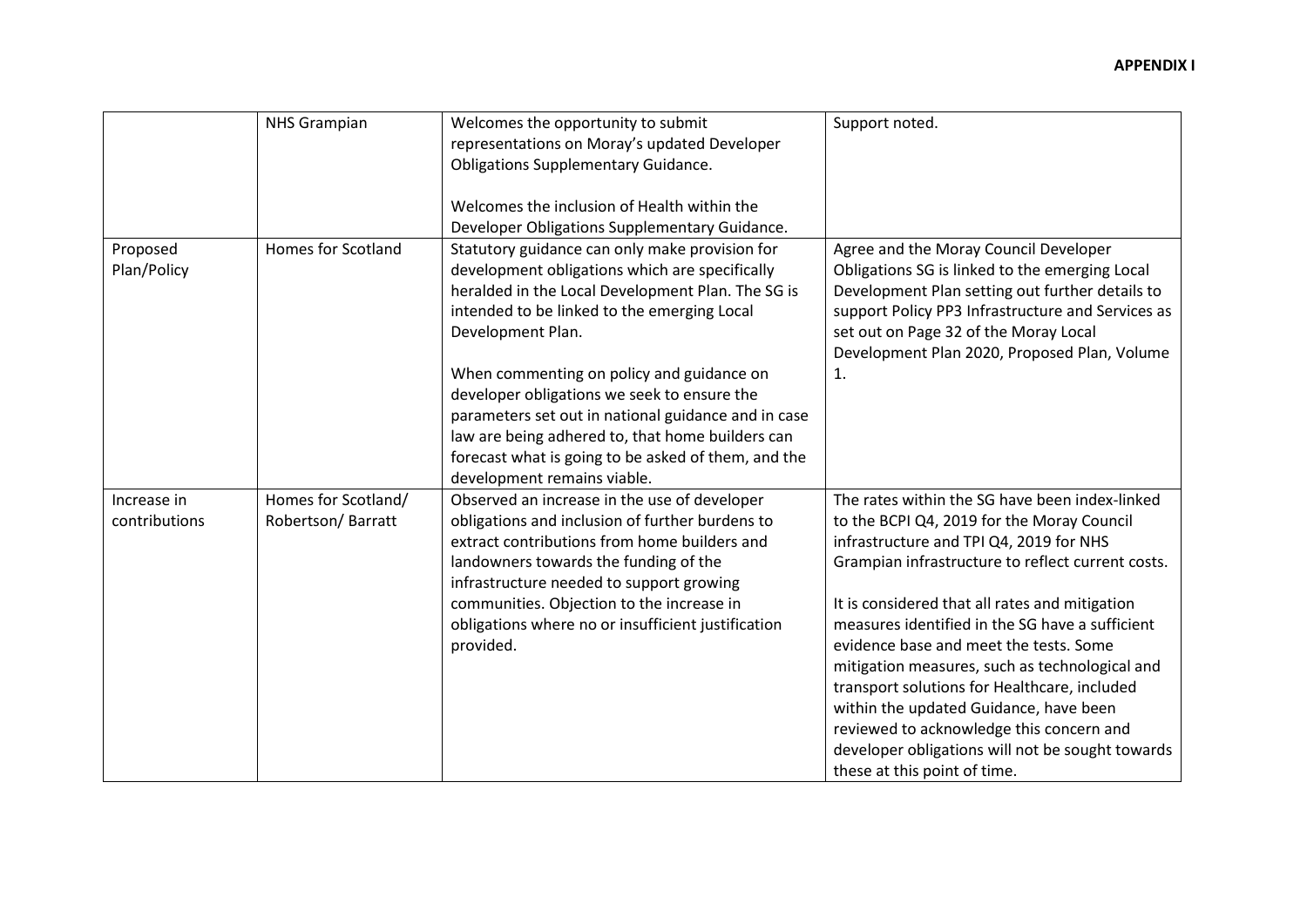**APPENDIX I**

| | | | |
|---|---|---|---|
| | NHS Grampian | Welcomes the opportunity to submit representations on Moray's updated Developer Obligations Supplementary Guidance.<br><br>Welcomes the inclusion of Health within the Developer Obligations Supplementary Guidance. | Support noted. |
| Proposed Plan/Policy | Homes for Scotland | Statutory guidance can only make provision for development obligations which are specifically heralded in the Local Development Plan. The SG is intended to be linked to the emerging Local Development Plan.<br><br>When commenting on policy and guidance on developer obligations we seek to ensure the parameters set out in national guidance and in case law are being adhered to, that home builders can forecast what is going to be asked of them, and the development remains viable. | Agree and the Moray Council Developer Obligations SG is linked to the emerging Local Development Plan setting out further details to support Policy PP3 Infrastructure and Services as set out on Page 32 of the Moray Local Development Plan 2020, Proposed Plan, Volume 1. |
| Increase in contributions | Homes for Scotland/ Robertson/ Barratt | Observed an increase in the use of developer obligations and inclusion of further burdens to extract contributions from home builders and landowners towards the funding of the infrastructure needed to support growing communities. Objection to the increase in obligations where no or insufficient justification provided. | The rates within the SG have been index-linked to the BCPI Q4, 2019 for the Moray Council infrastructure and TPI Q4, 2019 for NHS Grampian infrastructure to reflect current costs.<br><br>It is considered that all rates and mitigation measures identified in the SG have a sufficient evidence base and meet the tests. Some mitigation measures, such as technological and transport solutions for Healthcare, included within the updated Guidance, have been reviewed to acknowledge this concern and developer obligations will not be sought towards these at this point of time. |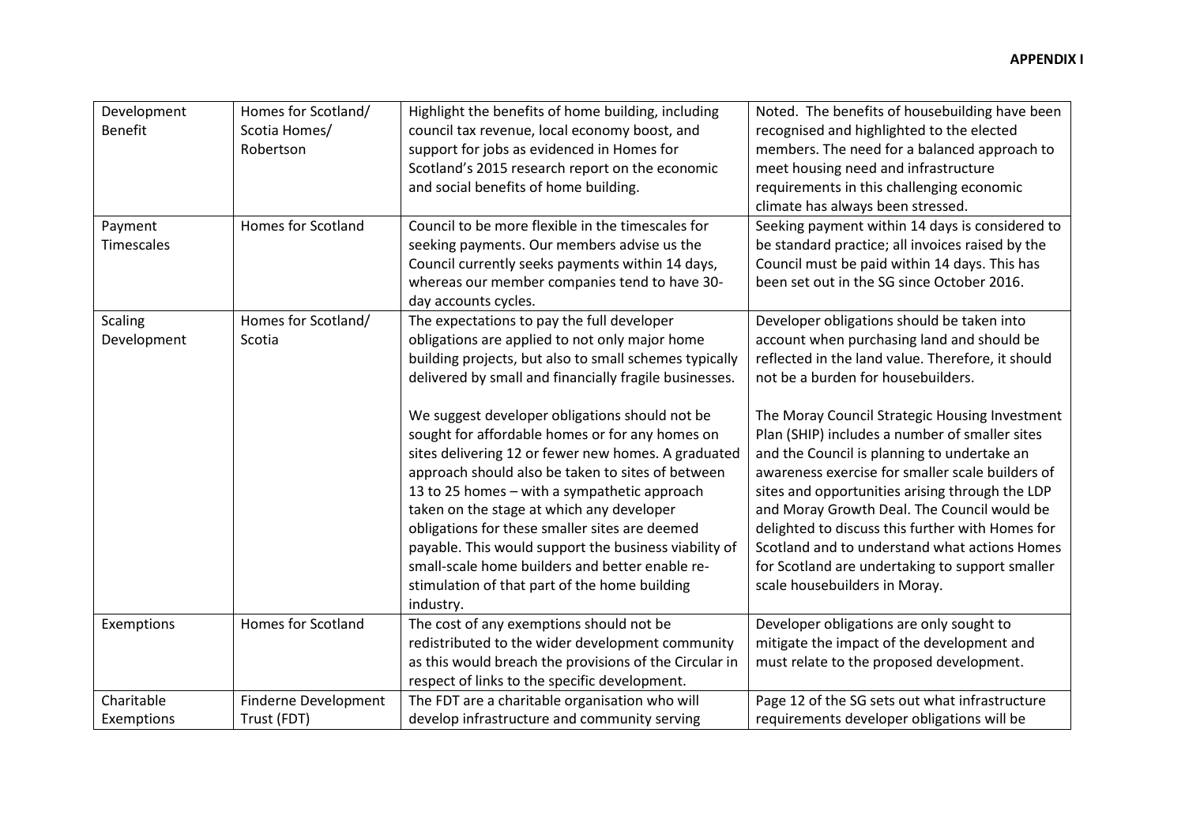**APPENDIX I**

| | | | |
|---|---|---|---|
| Development Benefit | Homes for Scotland/ Scotia Homes/ Robertson | Highlight the benefits of home building, including council tax revenue, local economy boost, and support for jobs as evidenced in Homes for Scotland's 2015 research report on the economic and social benefits of home building. | Noted. The benefits of housebuilding have been recognised and highlighted to the elected members. The need for a balanced approach to meet housing need and infrastructure requirements in this challenging economic climate has always been stressed. |
| Payment Timescales | Homes for Scotland | Council to be more flexible in the timescales for seeking payments. Our members advise us the Council currently seeks payments within 14 days, whereas our member companies tend to have 30-day accounts cycles. | Seeking payment within 14 days is considered to be standard practice; all invoices raised by the Council must be paid within 14 days. This has been set out in the SG since October 2016. |
| Scaling Development | Homes for Scotland/ Scotia | The expectations to pay the full developer obligations are applied to not only major home building projects, but also to small schemes typically delivered by small and financially fragile businesses.<br><br>We suggest developer obligations should not be sought for affordable homes or for any homes on sites delivering 12 or fewer new homes. A graduated approach should also be taken to sites of between 13 to 25 homes – with a sympathetic approach taken on the stage at which any developer obligations for these smaller sites are deemed payable. This would support the business viability of small-scale home builders and better enable re-stimulation of that part of the home building industry. | Developer obligations should be taken into account when purchasing land and should be reflected in the land value. Therefore, it should not be a burden for housebuilders.<br><br>The Moray Council Strategic Housing Investment Plan (SHIP) includes a number of smaller sites and the Council is planning to undertake an awareness exercise for smaller scale builders of sites and opportunities arising through the LDP and Moray Growth Deal. The Council would be delighted to discuss this further with Homes for Scotland and to understand what actions Homes for Scotland are undertaking to support smaller scale housebuilders in Moray. |
| Exemptions | Homes for Scotland | The cost of any exemptions should not be redistributed to the wider development community as this would breach the provisions of the Circular in respect of links to the specific development. | Developer obligations are only sought to mitigate the impact of the development and must relate to the proposed development. |
| Charitable Exemptions | Finderne Development Trust (FDT) | The FDT are a charitable organisation who will develop infrastructure and community serving | Page 12 of the SG sets out what infrastructure requirements developer obligations will be |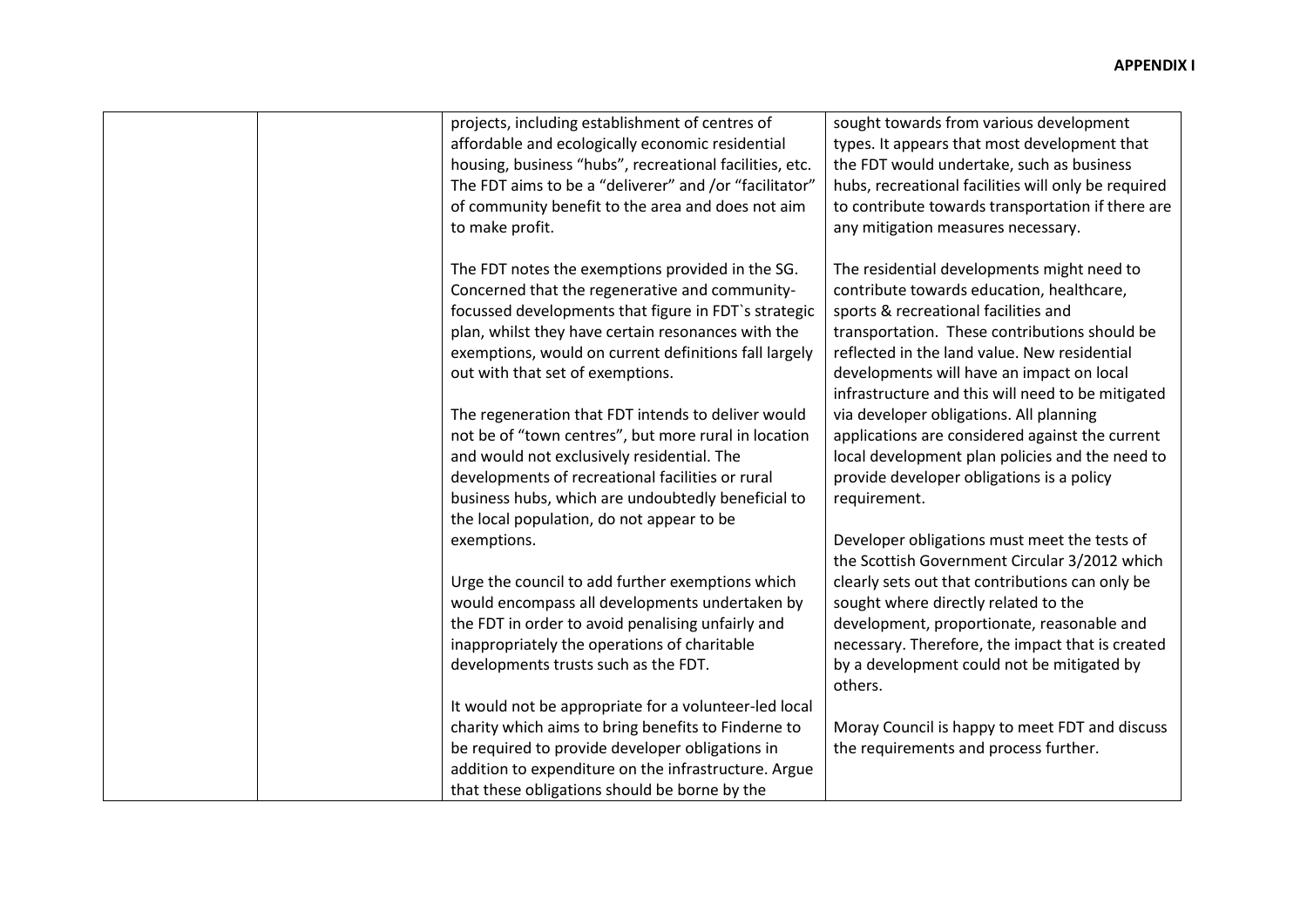| | | | |
|---|---|---|---|
| | | projects, including establishment of centres of affordable and ecologically economic residential housing, business "hubs", recreational facilities, etc. The FDT aims to be a "deliverer" and /or "facilitator" of community benefit to the area and does not aim to make profit.<br><br>The FDT notes the exemptions provided in the SG. Concerned that the regenerative and community-focussed developments that figure in FDT`s strategic plan, whilst they have certain resonances with the exemptions, would on current definitions fall largely out with that set of exemptions.<br><br>The regeneration that FDT intends to deliver would not be of "town centres", but more rural in location and would not exclusively residential. The developments of recreational facilities or rural business hubs, which are undoubtedly beneficial to the local population, do not appear to be exemptions.<br><br>Urge the council to add further exemptions which would encompass all developments undertaken by the FDT in order to avoid penalising unfairly and inappropriately the operations of charitable developments trusts such as the FDT.<br><br>It would not be appropriate for a volunteer-led local charity which aims to bring benefits to Finderne to be required to provide developer obligations in addition to expenditure on the infrastructure. Argue that these obligations should be borne by the | sought towards from various development types. It appears that most development that the FDT would undertake, such as business hubs, recreational facilities will only be required to contribute towards transportation if there are any mitigation measures necessary.<br><br>The residential developments might need to contribute towards education, healthcare, sports & recreational facilities and transportation. These contributions should be reflected in the land value. New residential developments will have an impact on local infrastructure and this will need to be mitigated via developer obligations. All planning applications are considered against the current local development plan policies and the need to provide developer obligations is a policy requirement.<br><br>Developer obligations must meet the tests of the Scottish Government Circular 3/2012 which clearly sets out that contributions can only be sought where directly related to the development, proportionate, reasonable and necessary. Therefore, the impact that is created by a development could not be mitigated by others.<br><br>Moray Council is happy to meet FDT and discuss the requirements and process further. |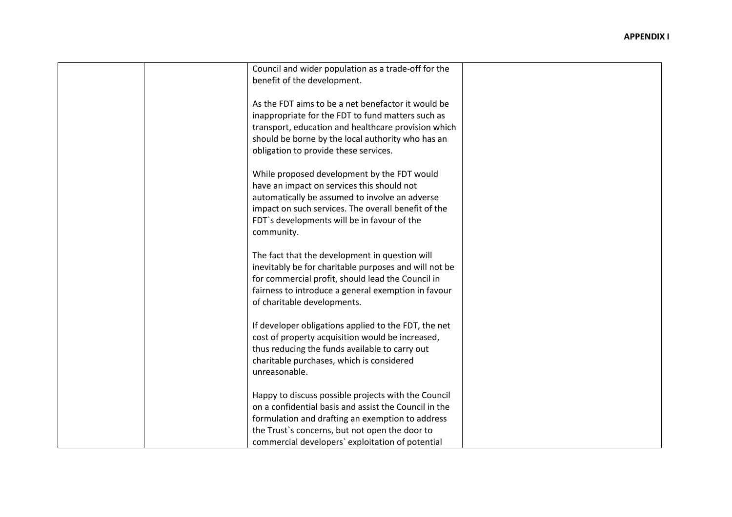| | | | |
|---|---|---|---|
| | | Council and wider population as a trade-off for the benefit of the development.<br><br>As the FDT aims to be a net benefactor it would be inappropriate for the FDT to fund matters such as transport, education and healthcare provision which should be borne by the local authority who has an obligation to provide these services.<br><br>While proposed development by the FDT would have an impact on services this should not automatically be assumed to involve an adverse impact on such services. The overall benefit of the FDT`s developments will be in favour of the community.<br><br>The fact that the development in question will inevitably be for charitable purposes and will not be for commercial profit, should lead the Council in fairness to introduce a general exemption in favour of charitable developments.<br><br>If developer obligations applied to the FDT, the net cost of property acquisition would be increased, thus reducing the funds available to carry out charitable purchases, which is considered unreasonable.<br><br>Happy to discuss possible projects with the Council on a confidential basis and assist the Council in the formulation and drafting an exemption to address the Trust`s concerns, but not open the door to commercial developers` exploitation of potential | |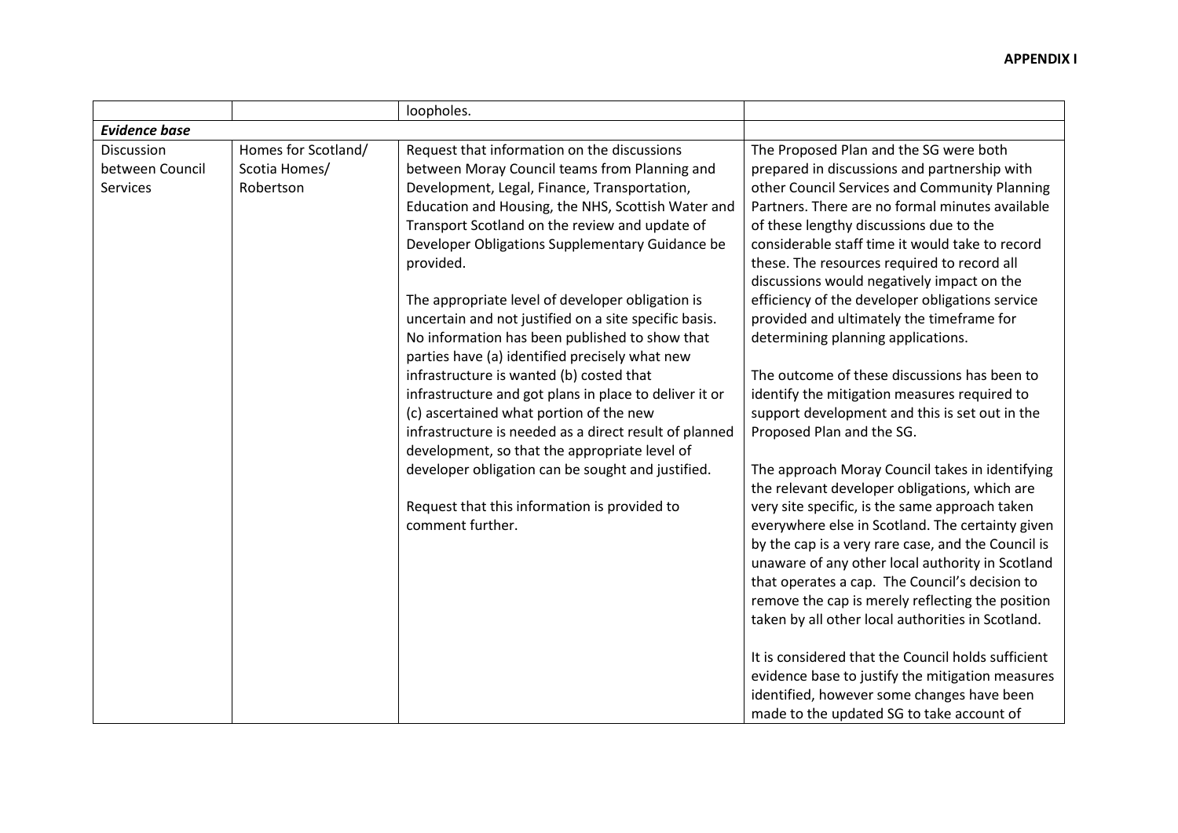**APPENDIX I**

| | | | |
|---|---|---|---|
| | | loopholes. | |
| ***Evidence base*** | | | |
| Discussion between Council Services | Homes for Scotland/ Scotia Homes/ Robertson | Request that information on the discussions between Moray Council teams from Planning and Development, Legal, Finance, Transportation, Education and Housing, the NHS, Scottish Water and Transport Scotland on the review and update of Developer Obligations Supplementary Guidance be provided.<br><br>The appropriate level of developer obligation is uncertain and not justified on a site specific basis. No information has been published to show that parties have (a) identified precisely what new infrastructure is wanted (b) costed that infrastructure and got plans in place to deliver it or (c) ascertained what portion of the new infrastructure is needed as a direct result of planned development, so that the appropriate level of developer obligation can be sought and justified.<br><br>Request that this information is provided to comment further. | The Proposed Plan and the SG were both prepared in discussions and partnership with other Council Services and Community Planning Partners. There are no formal minutes available of these lengthy discussions due to the considerable staff time it would take to record these. The resources required to record all discussions would negatively impact on the efficiency of the developer obligations service provided and ultimately the timeframe for determining planning applications.<br><br>The outcome of these discussions has been to identify the mitigation measures required to support development and this is set out in the Proposed Plan and the SG.<br><br>The approach Moray Council takes in identifying the relevant developer obligations, which are very site specific, is the same approach taken everywhere else in Scotland. The certainty given by the cap is a very rare case, and the Council is unaware of any other local authority in Scotland that operates a cap. The Council's decision to remove the cap is merely reflecting the position taken by all other local authorities in Scotland.<br><br>It is considered that the Council holds sufficient evidence base to justify the mitigation measures identified, however some changes have been made to the updated SG to take account of |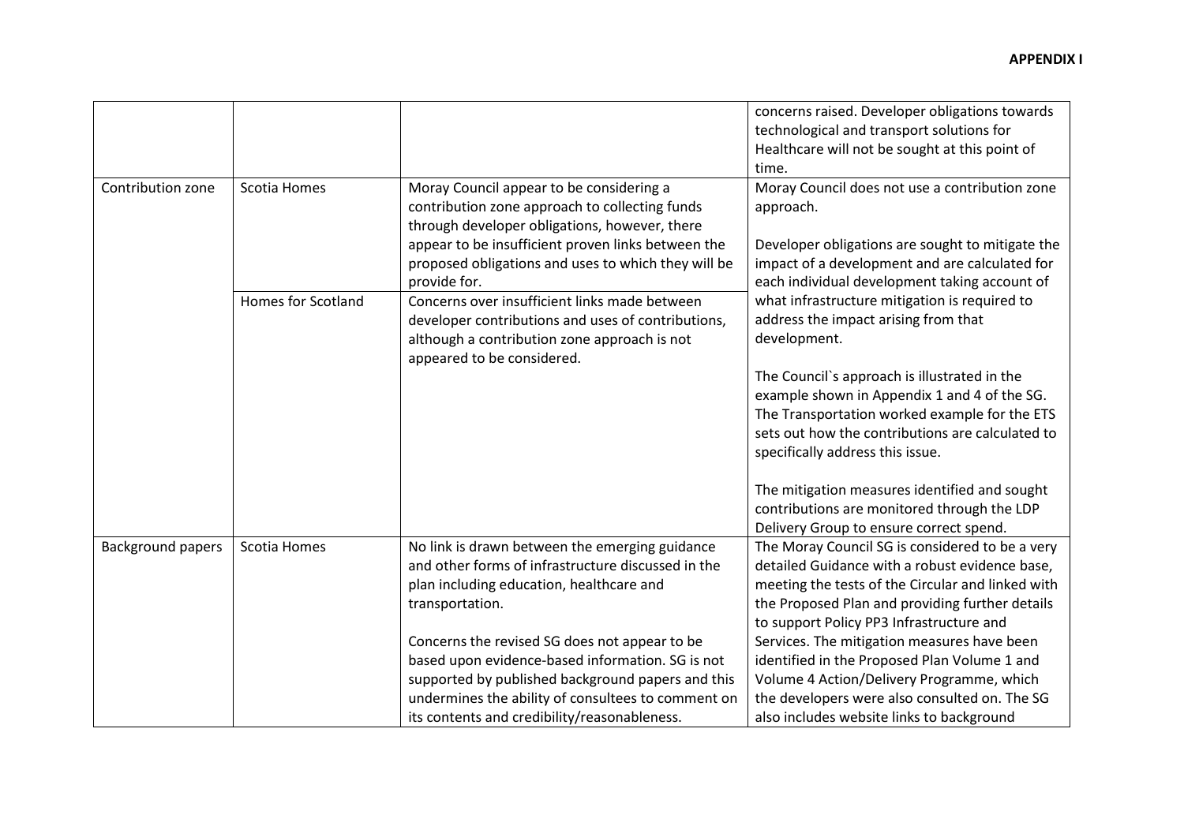| | | | concerns raised. Developer obligations towards technological and transport solutions for Healthcare will not be sought at this point of time. |
|---|---|---|---|
| Contribution zone | Scotia Homes | Moray Council appear to be considering a contribution zone approach to collecting funds through developer obligations, however, there appear to be insufficient proven links between the proposed obligations and uses to which they will be provide for. | Moray Council does not use a contribution zone approach.<br><br>Developer obligations are sought to mitigate the impact of a development and are calculated for each individual development taking account of what infrastructure mitigation is required to address the impact arising from that development.<br><br>The Council`s approach is illustrated in the example shown in Appendix 1 and 4 of the SG. The Transportation worked example for the ETS sets out how the contributions are calculated to specifically address this issue.<br><br>The mitigation measures identified and sought contributions are monitored through the LDP Delivery Group to ensure correct spend. |
| | Homes for Scotland | Concerns over insufficient links made between developer contributions and uses of contributions, although a contribution zone approach is not appeared to be considered. | |
| Background papers | Scotia Homes | No link is drawn between the emerging guidance and other forms of infrastructure discussed in the plan including education, healthcare and transportation.<br><br>Concerns the revised SG does not appear to be based upon evidence-based information. SG is not supported by published background papers and this undermines the ability of consultees to comment on its contents and credibility/reasonableness. | The Moray Council SG is considered to be a very detailed Guidance with a robust evidence base, meeting the tests of the Circular and linked with the Proposed Plan and providing further details to support Policy PP3 Infrastructure and Services. The mitigation measures have been identified in the Proposed Plan Volume 1 and Volume 4 Action/Delivery Programme, which the developers were also consulted on. The SG also includes website links to background |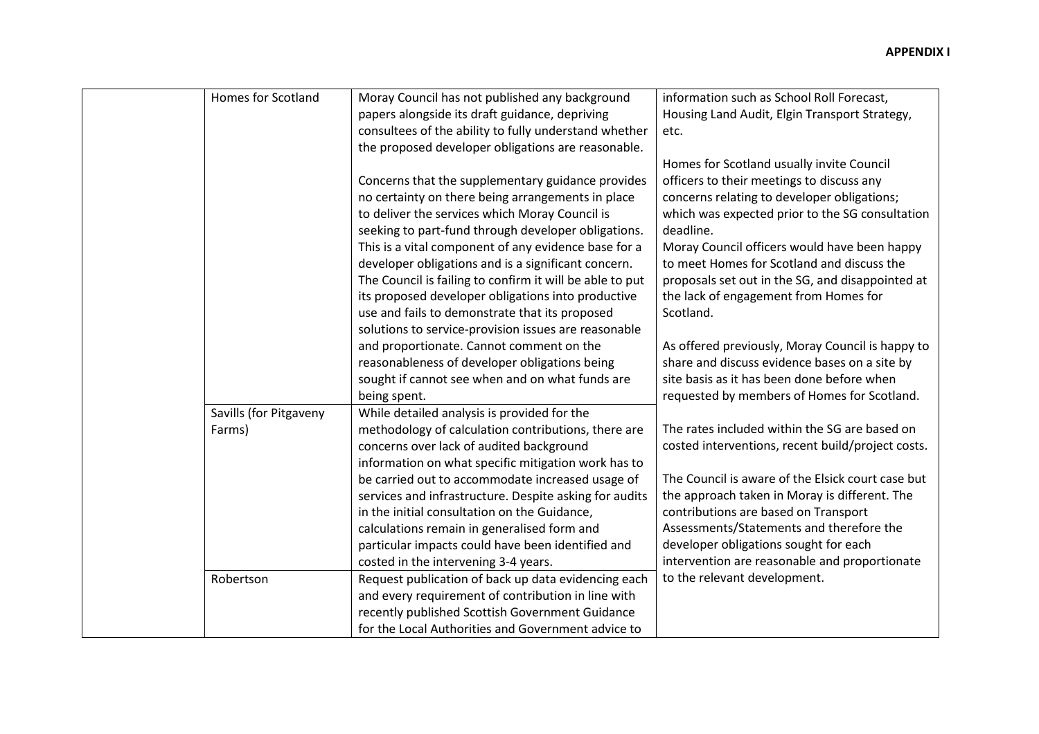**APPENDIX I**

| | | | |
|---|---|---|---|
| | Homes for Scotland | Moray Council has not published any background papers alongside its draft guidance, depriving consultees of the ability to fully understand whether the proposed developer obligations are reasonable.<br><br>Concerns that the supplementary guidance provides no certainty on there being arrangements in place to deliver the services which Moray Council is seeking to part-fund through developer obligations. This is a vital component of any evidence base for a developer obligations and is a significant concern. The Council is failing to confirm it will be able to put its proposed developer obligations into productive use and fails to demonstrate that its proposed solutions to service-provision issues are reasonable and proportionate. Cannot comment on the reasonableness of developer obligations being sought if cannot see when and on what funds are being spent. | information such as School Roll Forecast, Housing Land Audit, Elgin Transport Strategy, etc.<br><br>Homes for Scotland usually invite Council officers to their meetings to discuss any concerns relating to developer obligations; which was expected prior to the SG consultation deadline.<br>Moray Council officers would have been happy to meet Homes for Scotland and discuss the proposals set out in the SG, and disappointed at the lack of engagement from Homes for Scotland.<br><br>As offered previously, Moray Council is happy to share and discuss evidence bases on a site by site basis as it has been done before when requested by members of Homes for Scotland.<br><br>The rates included within the SG are based on costed interventions, recent build/project costs.<br><br>The Council is aware of the Elsick court case but the approach taken in Moray is different. The contributions are based on Transport Assessments/Statements and therefore the developer obligations sought for each intervention are reasonable and proportionate to the relevant development. |
| | Savills (for Pitgaveny Farms) | While detailed analysis is provided for the methodology of calculation contributions, there are concerns over lack of audited background information on what specific mitigation work has to be carried out to accommodate increased usage of services and infrastructure. Despite asking for audits in the initial consultation on the Guidance, calculations remain in generalised form and particular impacts could have been identified and costed in the intervening 3-4 years. | |
| | Robertson | Request publication of back up data evidencing each and every requirement of contribution in line with recently published Scottish Government Guidance for the Local Authorities and Government advice to | |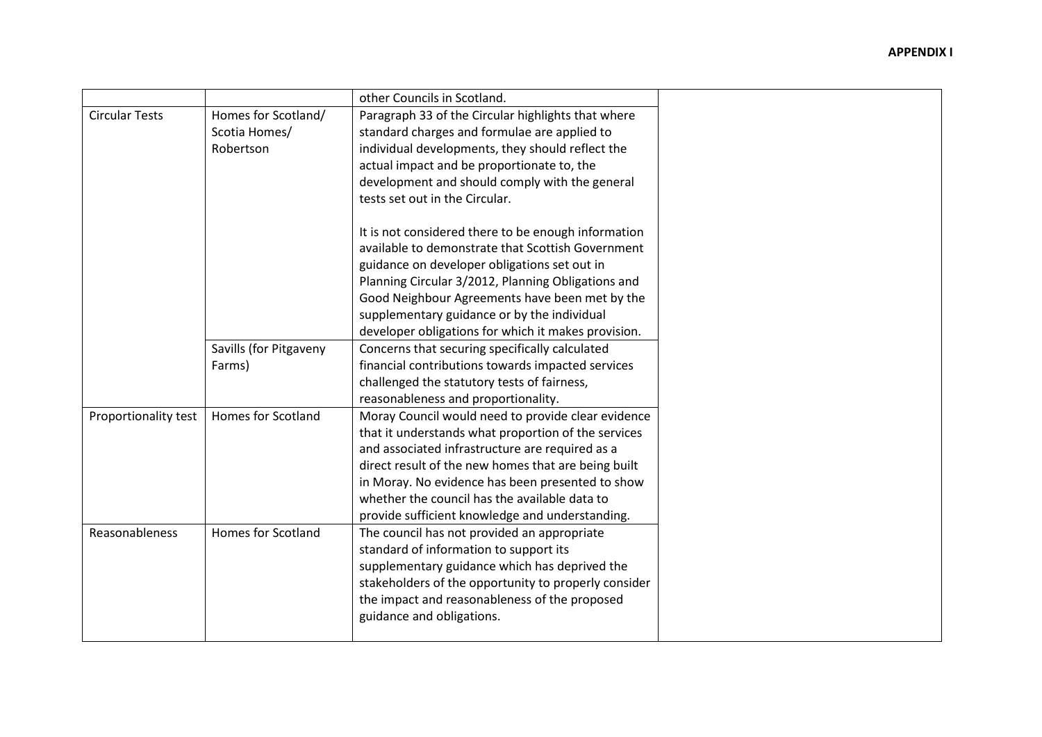| | | other Councils in Scotland. | |
|---|---|---|---|
| Circular Tests | Homes for Scotland/ Scotia Homes/ Robertson | Paragraph 33 of the Circular highlights that where standard charges and formulae are applied to individual developments, they should reflect the actual impact and be proportionate to, the development and should comply with the general tests set out in the Circular.<br><br>It is not considered there to be enough information available to demonstrate that Scottish Government guidance on developer obligations set out in Planning Circular 3/2012, Planning Obligations and Good Neighbour Agreements have been met by the supplementary guidance or by the individual developer obligations for which it makes provision. | |
| | Savills (for Pitgaveny Farms) | Concerns that securing specifically calculated financial contributions towards impacted services challenged the statutory tests of fairness, reasonableness and proportionality. | |
| Proportionality test | Homes for Scotland | Moray Council would need to provide clear evidence that it understands what proportion of the services and associated infrastructure are required as a direct result of the new homes that are being built in Moray. No evidence has been presented to show whether the council has the available data to provide sufficient knowledge and understanding. | |
| Reasonableness | Homes for Scotland | The council has not provided an appropriate standard of information to support its supplementary guidance which has deprived the stakeholders of the opportunity to properly consider the impact and reasonableness of the proposed guidance and obligations. | |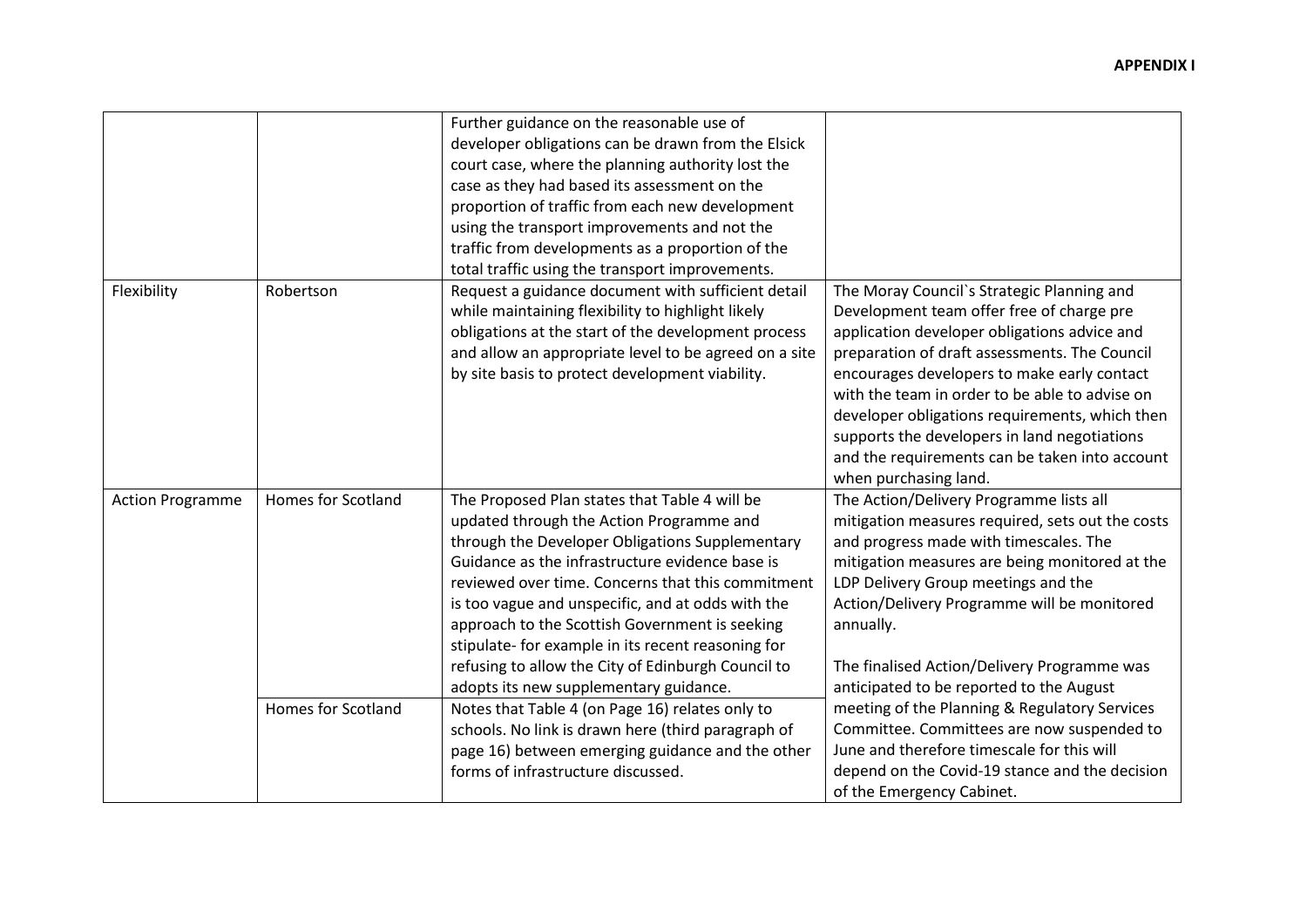**APPENDIX I**

| | | | |
|---|---|---|---|
| | | Further guidance on the reasonable use of developer obligations can be drawn from the Elsick court case, where the planning authority lost the case as they had based its assessment on the proportion of traffic from each new development using the transport improvements and not the traffic from developments as a proportion of the total traffic using the transport improvements. | |
| Flexibility | Robertson | Request a guidance document with sufficient detail while maintaining flexibility to highlight likely obligations at the start of the development process and allow an appropriate level to be agreed on a site by site basis to protect development viability. | The Moray Council`s Strategic Planning and Development team offer free of charge pre application developer obligations advice and preparation of draft assessments. The Council encourages developers to make early contact with the team in order to be able to advise on developer obligations requirements, which then supports the developers in land negotiations and the requirements can be taken into account when purchasing land. |
| Action Programme | Homes for Scotland | The Proposed Plan states that Table 4 will be updated through the Action Programme and through the Developer Obligations Supplementary Guidance as the infrastructure evidence base is reviewed over time. Concerns that this commitment is too vague and unspecific, and at odds with the approach to the Scottish Government is seeking stipulate- for example in its recent reasoning for refusing to allow the City of Edinburgh Council to adopts its new supplementary guidance. | The Action/Delivery Programme lists all mitigation measures required, sets out the costs and progress made with timescales. The mitigation measures are being monitored at the LDP Delivery Group meetings and the Action/Delivery Programme will be monitored annually.<br><br>The finalised Action/Delivery Programme was anticipated to be reported to the August meeting of the Planning & Regulatory Services Committee. Committees are now suspended to June and therefore timescale for this will depend on the Covid-19 stance and the decision of the Emergency Cabinet. |
| | Homes for Scotland | Notes that Table 4 (on Page 16) relates only to schools. No link is drawn here (third paragraph of page 16) between emerging guidance and the other forms of infrastructure discussed. | |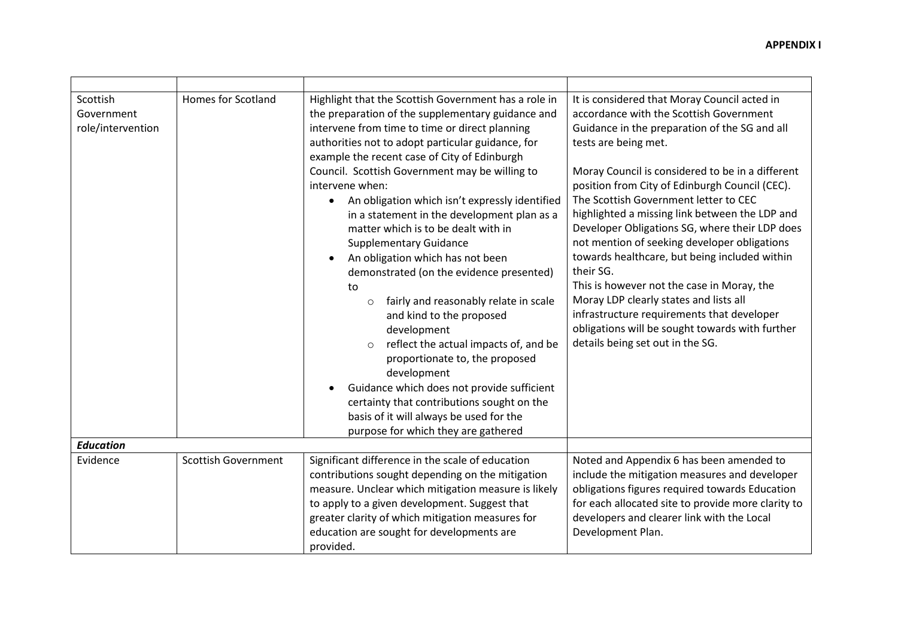| | | | |
|---|---|---|---|
| Scottish Government role/intervention | Homes for Scotland | Highlight that the Scottish Government has a role in the preparation of the supplementary guidance and intervene from time to time or direct planning authorities not to adopt particular guidance, for example the recent case of City of Edinburgh Council. Scottish Government may be willing to intervene when:<br>• An obligation which isn't expressly identified in a statement in the development plan as a matter which is to be dealt with in Supplementary Guidance<br>• An obligation which has not been demonstrated (on the evidence presented) to<br>  ○ fairly and reasonably relate in scale and kind to the proposed development<br>  ○ reflect the actual impacts of, and be proportionate to, the proposed development<br>• Guidance which does not provide sufficient certainty that contributions sought on the basis of it will always be used for the purpose for which they are gathered | It is considered that Moray Council acted in accordance with the Scottish Government Guidance in the preparation of the SG and all tests are being met.<br><br>Moray Council is considered to be in a different position from City of Edinburgh Council (CEC). The Scottish Government letter to CEC highlighted a missing link between the LDP and Developer Obligations SG, where their LDP does not mention of seeking developer obligations towards healthcare, but being included within their SG.<br>This is however not the case in Moray, the Moray LDP clearly states and lists all infrastructure requirements that developer obligations will be sought towards with further details being set out in the SG. |
| ***Education*** | | | |
| Evidence | Scottish Government | Significant difference in the scale of education contributions sought depending on the mitigation measure. Unclear which mitigation measure is likely to apply to a given development. Suggest that greater clarity of which mitigation measures for education are sought for developments are provided. | Noted and Appendix 6 has been amended to include the mitigation measures and developer obligations figures required towards Education for each allocated site to provide more clarity to developers and clearer link with the Local Development Plan. |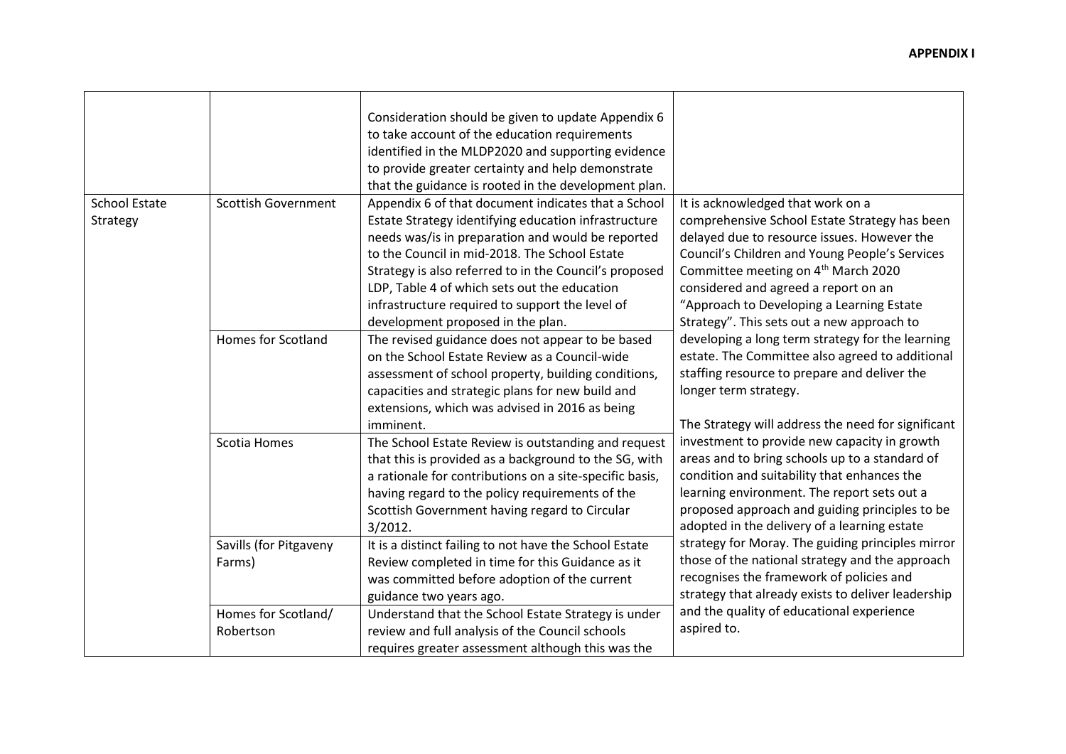**APPENDIX I**

| | | | |
|---|---|---|---|
| | | Consideration should be given to update Appendix 6 to take account of the education requirements identified in the MLDP2020 and supporting evidence to provide greater certainty and help demonstrate that the guidance is rooted in the development plan. | |
| School Estate Strategy | Scottish Government | Appendix 6 of that document indicates that a School Estate Strategy identifying education infrastructure needs was/is in preparation and would be reported to the Council in mid-2018. The School Estate Strategy is also referred to in the Council's proposed LDP, Table 4 of which sets out the education infrastructure required to support the level of development proposed in the plan. | It is acknowledged that work on a comprehensive School Estate Strategy has been delayed due to resource issues. However the Council's Children and Young People's Services Committee meeting on 4th March 2020 considered and agreed a report on an "Approach to Developing a Learning Estate Strategy". This sets out a new approach to developing a long term strategy for the learning estate. The Committee also agreed to additional staffing resource to prepare and deliver the longer term strategy.<br><br>The Strategy will address the need for significant investment to provide new capacity in growth areas and to bring schools up to a standard of condition and suitability that enhances the learning environment. The report sets out a proposed approach and guiding principles to be adopted in the delivery of a learning estate strategy for Moray. The guiding principles mirror those of the national strategy and the approach recognises the framework of policies and strategy that already exists to deliver leadership and the quality of educational experience aspired to. |
| | Homes for Scotland | The revised guidance does not appear to be based on the School Estate Review as a Council-wide assessment of school property, building conditions, capacities and strategic plans for new build and extensions, which was advised in 2016 as being imminent. | |
| | Scotia Homes | The School Estate Review is outstanding and request that this is provided as a background to the SG, with a rationale for contributions on a site-specific basis, having regard to the policy requirements of the Scottish Government having regard to Circular 3/2012. | |
| | Savills (for Pitgaveny Farms) | It is a distinct failing to not have the School Estate Review completed in time for this Guidance as it was committed before adoption of the current guidance two years ago. | |
| | Homes for Scotland/ Robertson | Understand that the School Estate Strategy is under review and full analysis of the Council schools requires greater assessment although this was the | |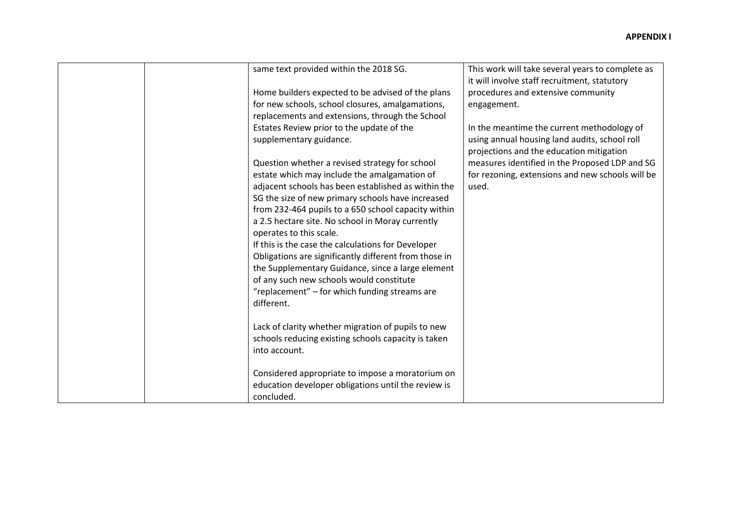| | | | |
|---|---|---|---|
| | | same text provided within the 2018 SG.<br><br>Home builders expected to be advised of the plans for new schools, school closures, amalgamations, replacements and extensions, through the School Estates Review prior to the update of the supplementary guidance.<br><br>Question whether a revised strategy for school estate which may include the amalgamation of adjacent schools has been established as within the SG the size of new primary schools have increased from 232-464 pupils to a 650 school capacity within a 2.5 hectare site. No school in Moray currently operates to this scale.<br>If this is the case the calculations for Developer Obligations are significantly different from those in the Supplementary Guidance, since a large element of any such new schools would constitute "replacement" – for which funding streams are different.<br><br>Lack of clarity whether migration of pupils to new schools reducing existing schools capacity is taken into account.<br><br>Considered appropriate to impose a moratorium on education developer obligations until the review is concluded. | This work will take several years to complete as it will involve staff recruitment, statutory procedures and extensive community engagement.<br><br>In the meantime the current methodology of using annual housing land audits, school roll projections and the education mitigation measures identified in the Proposed LDP and SG for rezoning, extensions and new schools will be used. |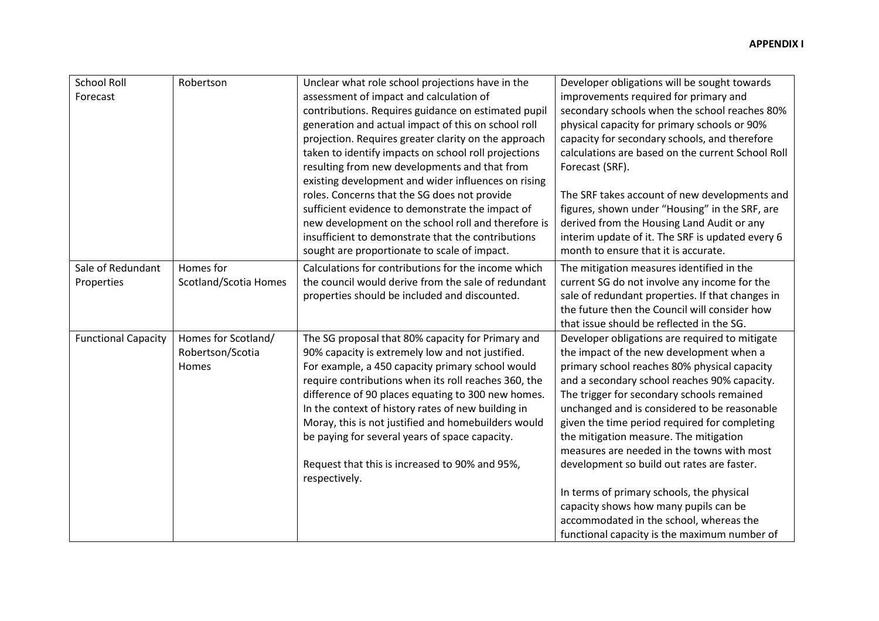| School Roll Forecast | Robertson | Unclear what role school projections have in the assessment of impact and calculation of contributions. Requires guidance on estimated pupil generation and actual impact of this on school roll projection. Requires greater clarity on the approach taken to identify impacts on school roll projections resulting from new developments and that from existing development and wider influences on rising roles. Concerns that the SG does not provide sufficient evidence to demonstrate the impact of new development on the school roll and therefore is insufficient to demonstrate that the contributions sought are proportionate to scale of impact. | Developer obligations will be sought towards improvements required for primary and secondary schools when the school reaches 80% physical capacity for primary schools or 90% capacity for secondary schools, and therefore calculations are based on the current School Roll Forecast (SRF).<br><br>The SRF takes account of new developments and figures, shown under "Housing" in the SRF, are derived from the Housing Land Audit or any interim update of it. The SRF is updated every 6 month to ensure that it is accurate. |
|---|---|---|---|
| Sale of Redundant Properties | Homes for Scotland/Scotia Homes | Calculations for contributions for the income which the council would derive from the sale of redundant properties should be included and discounted. | The mitigation measures identified in the current SG do not involve any income for the sale of redundant properties. If that changes in the future then the Council will consider how that issue should be reflected in the SG. |
| Functional Capacity | Homes for Scotland/ Robertson/Scotia Homes | The SG proposal that 80% capacity for Primary and 90% capacity is extremely low and not justified. For example, a 450 capacity primary school would require contributions when its roll reaches 360, the difference of 90 places equating to 300 new homes. In the context of history rates of new building in Moray, this is not justified and homebuilders would be paying for several years of space capacity.<br><br>Request that this is increased to 90% and 95%, respectively. | Developer obligations are required to mitigate the impact of the new development when a primary school reaches 80% physical capacity and a secondary school reaches 90% capacity. The trigger for secondary schools remained unchanged and is considered to be reasonable given the time period required for completing the mitigation measure. The mitigation measures are needed in the towns with most development so build out rates are faster.<br><br>In terms of primary schools, the physical capacity shows how many pupils can be accommodated in the school, whereas the functional capacity is the maximum number of |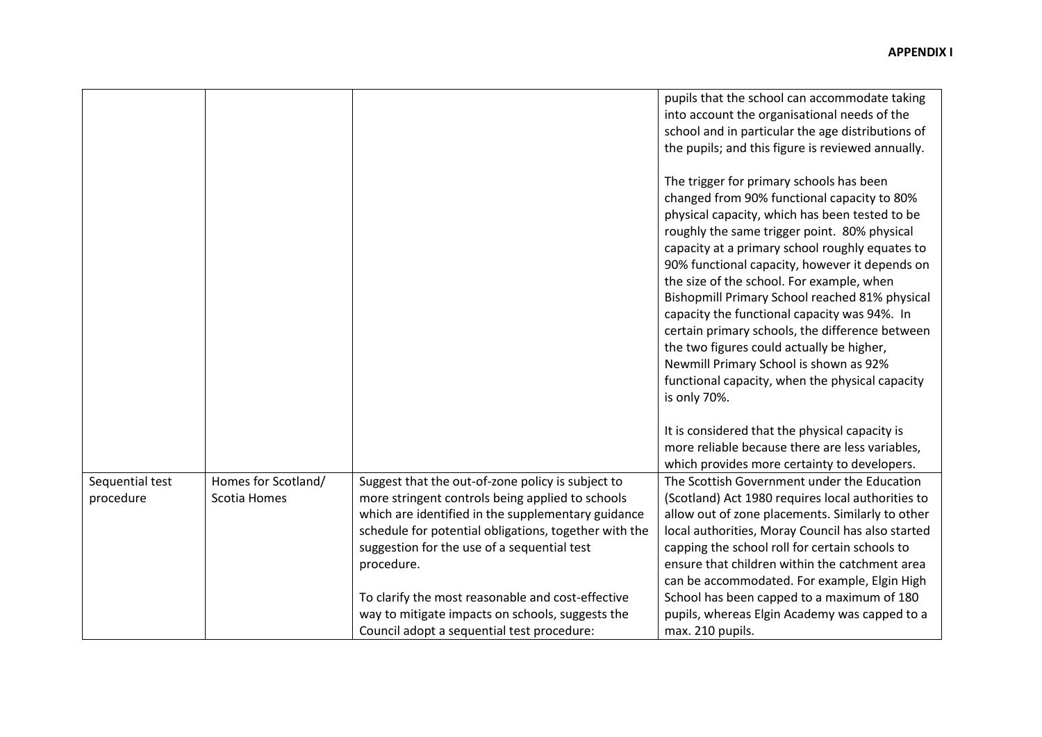**APPENDIX I**

| | | | |
|---|---|---|---|
| | | | pupils that the school can accommodate taking into account the organisational needs of the school and in particular the age distributions of the pupils; and this figure is reviewed annually.<br><br>The trigger for primary schools has been changed from 90% functional capacity to 80% physical capacity, which has been tested to be roughly the same trigger point. 80% physical capacity at a primary school roughly equates to 90% functional capacity, however it depends on the size of the school. For example, when Bishopmill Primary School reached 81% physical capacity the functional capacity was 94%. In certain primary schools, the difference between the two figures could actually be higher, Newmill Primary School is shown as 92% functional capacity, when the physical capacity is only 70%.<br><br>It is considered that the physical capacity is more reliable because there are less variables, which provides more certainty to developers. |
| Sequential test procedure | Homes for Scotland/ Scotia Homes | Suggest that the out-of-zone policy is subject to more stringent controls being applied to schools which are identified in the supplementary guidance schedule for potential obligations, together with the suggestion for the use of a sequential test procedure.<br><br>To clarify the most reasonable and cost-effective way to mitigate impacts on schools, suggests the Council adopt a sequential test procedure: | The Scottish Government under the Education (Scotland) Act 1980 requires local authorities to allow out of zone placements. Similarly to other local authorities, Moray Council has also started capping the school roll for certain schools to ensure that children within the catchment area can be accommodated. For example, Elgin High School has been capped to a maximum of 180 pupils, whereas Elgin Academy was capped to a max. 210 pupils. |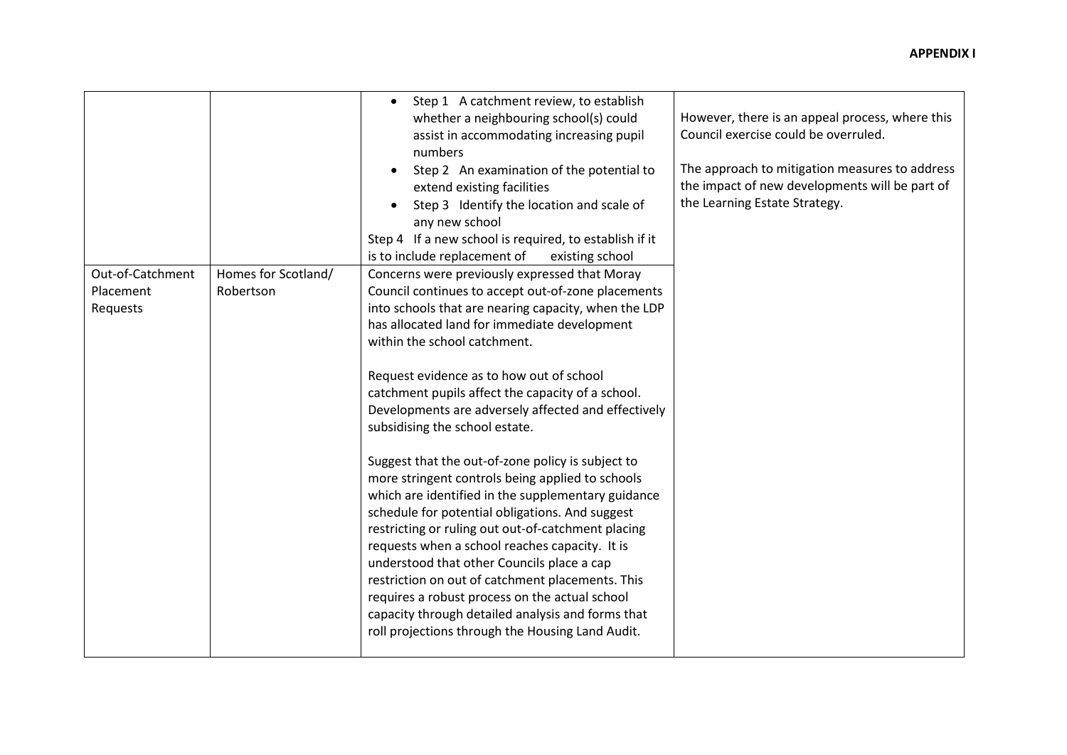| | | | |
|---|---|---|---|
| | | • Step 1 A catchment review, to establish whether a neighbouring school(s) could assist in accommodating increasing pupil numbers<br>• Step 2 An examination of the potential to extend existing facilities<br>• Step 3 Identify the location and scale of any new school<br>Step 4 If a new school is required, to establish if it is to include replacement of existing school | However, there is an appeal process, where this Council exercise could be overruled.<br><br>The approach to mitigation measures to address the impact of new developments will be part of the Learning Estate Strategy. |
| Out-of-Catchment Placement Requests | Homes for Scotland/ Robertson | Concerns were previously expressed that Moray Council continues to accept out-of-zone placements into schools that are nearing capacity, when the LDP has allocated land for immediate development within the school catchment.<br><br>Request evidence as to how out of school catchment pupils affect the capacity of a school. Developments are adversely affected and effectively subsidising the school estate.<br><br>Suggest that the out-of-zone policy is subject to more stringent controls being applied to schools which are identified in the supplementary guidance schedule for potential obligations. And suggest restricting or ruling out out-of-catchment placing requests when a school reaches capacity. It is understood that other Councils place a cap restriction on out of catchment placements. This requires a robust process on the actual school capacity through detailed analysis and forms that roll projections through the Housing Land Audit. | |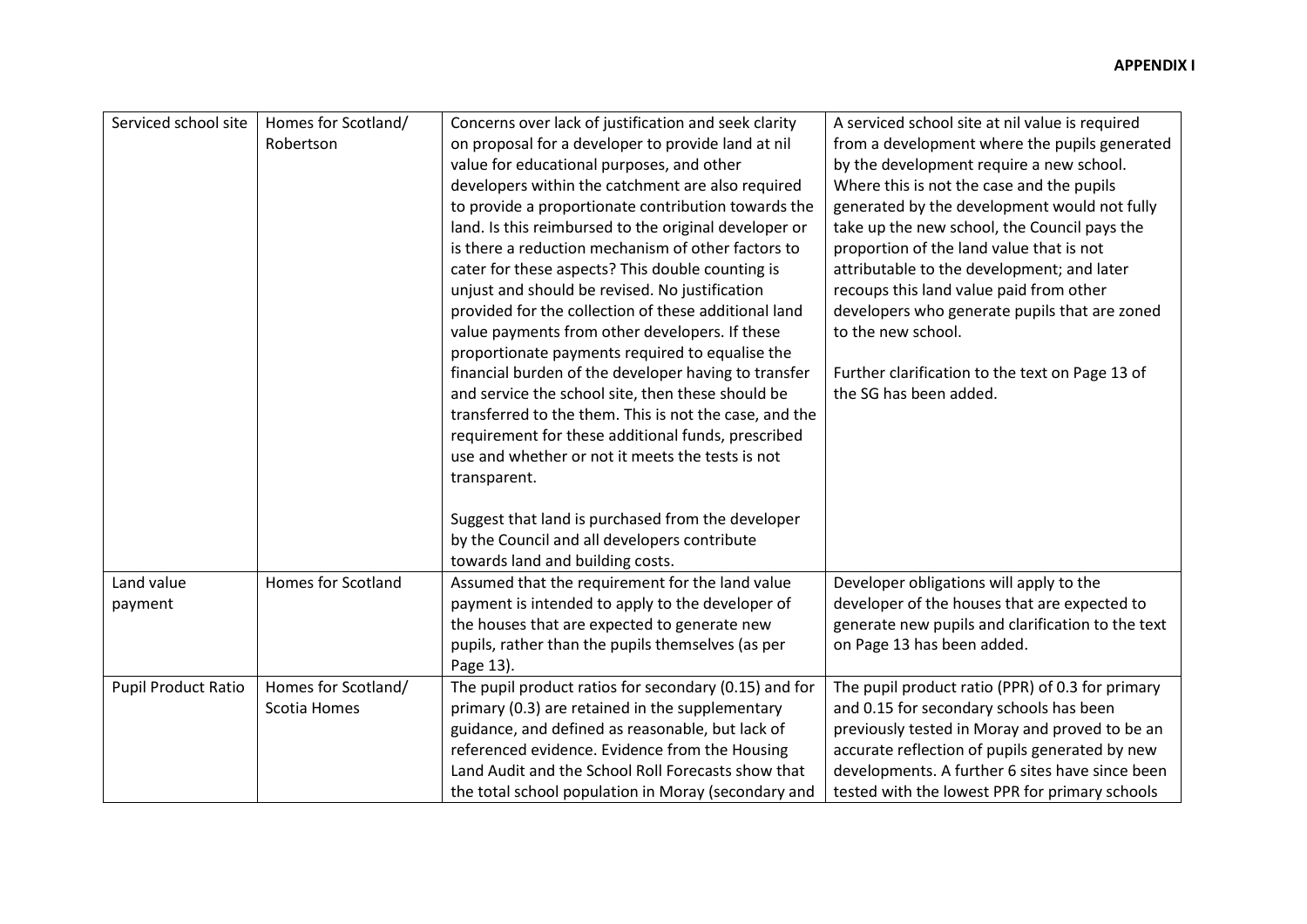**APPENDIX I**

| | | | |
|---|---|---|---|
| Serviced school site | Homes for Scotland/ Robertson | Concerns over lack of justification and seek clarity on proposal for a developer to provide land at nil value for educational purposes, and other developers within the catchment are also required to provide a proportionate contribution towards the land. Is this reimbursed to the original developer or is there a reduction mechanism of other factors to cater for these aspects? This double counting is unjust and should be revised. No justification provided for the collection of these additional land value payments from other developers. If these proportionate payments required to equalise the financial burden of the developer having to transfer and service the school site, then these should be transferred to the them. This is not the case, and the requirement for these additional funds, prescribed use and whether or not it meets the tests is not transparent.<br><br>Suggest that land is purchased from the developer by the Council and all developers contribute towards land and building costs. | A serviced school site at nil value is required from a development where the pupils generated by the development require a new school. Where this is not the case and the pupils generated by the development would not fully take up the new school, the Council pays the proportion of the land value that is not attributable to the development; and later recoups this land value paid from other developers who generate pupils that are zoned to the new school.<br><br>Further clarification to the text on Page 13 of the SG has been added. |
| Land value payment | Homes for Scotland | Assumed that the requirement for the land value payment is intended to apply to the developer of the houses that are expected to generate new pupils, rather than the pupils themselves (as per Page 13). | Developer obligations will apply to the developer of the houses that are expected to generate new pupils and clarification to the text on Page 13 has been added. |
| Pupil Product Ratio | Homes for Scotland/ Scotia Homes | The pupil product ratios for secondary (0.15) and for primary (0.3) are retained in the supplementary guidance, and defined as reasonable, but lack of referenced evidence. Evidence from the Housing Land Audit and the School Roll Forecasts show that the total school population in Moray (secondary and | The pupil product ratio (PPR) of 0.3 for primary and 0.15 for secondary schools has been previously tested in Moray and proved to be an accurate reflection of pupils generated by new developments. A further 6 sites have since been tested with the lowest PPR for primary schools |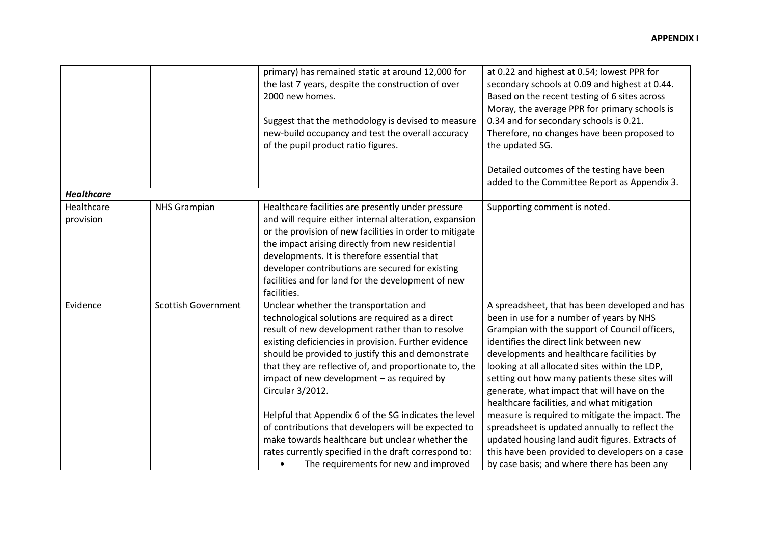**APPENDIX I**

| | | | |
|---|---|---|---|
| | | primary) has remained static at around 12,000 for the last 7 years, despite the construction of over 2000 new homes.<br><br>Suggest that the methodology is devised to measure new-build occupancy and test the overall accuracy of the pupil product ratio figures. | at 0.22 and highest at 0.54; lowest PPR for secondary schools at 0.09 and highest at 0.44. Based on the recent testing of 6 sites across Moray, the average PPR for primary schools is 0.34 and for secondary schools is 0.21. Therefore, no changes have been proposed to the updated SG.<br><br>Detailed outcomes of the testing have been added to the Committee Report as Appendix 3. |
| ***Healthcare*** | | | |
| Healthcare provision | NHS Grampian | Healthcare facilities are presently under pressure and will require either internal alteration, expansion or the provision of new facilities in order to mitigate the impact arising directly from new residential developments. It is therefore essential that developer contributions are secured for existing facilities and for land for the development of new facilities. | Supporting comment is noted. |
| Evidence | Scottish Government | Unclear whether the transportation and technological solutions are required as a direct result of new development rather than to resolve existing deficiencies in provision. Further evidence should be provided to justify this and demonstrate that they are reflective of, and proportionate to, the impact of new development – as required by Circular 3/2012.<br><br>Helpful that Appendix 6 of the SG indicates the level of contributions that developers will be expected to make towards healthcare but unclear whether the rates currently specified in the draft correspond to:<br>• The requirements for new and improved | A spreadsheet, that has been developed and has been in use for a number of years by NHS Grampian with the support of Council officers, identifies the direct link between new developments and healthcare facilities by looking at all allocated sites within the LDP, setting out how many patients these sites will generate, what impact that will have on the healthcare facilities, and what mitigation measure is required to mitigate the impact. The spreadsheet is updated annually to reflect the updated housing land audit figures. Extracts of this have been provided to developers on a case by case basis; and where there has been any |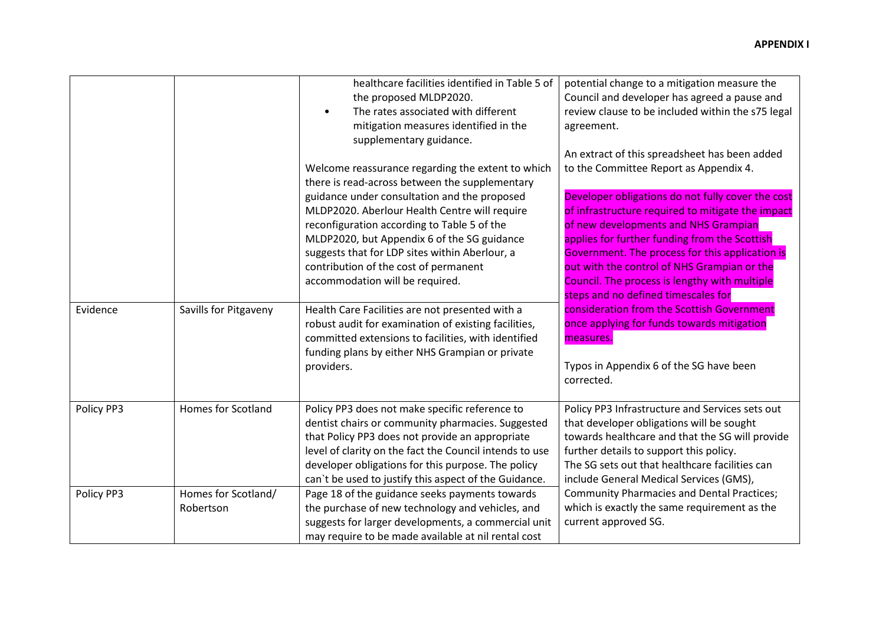**APPENDIX I**

| | | | |
|---|---|---|---|
| | | healthcare facilities identified in Table 5 of the proposed MLDP2020.<br>• The rates associated with different mitigation measures identified in the supplementary guidance.<br><br>Welcome reassurance regarding the extent to which there is read-across between the supplementary guidance under consultation and the proposed MLDP2020. Aberlour Health Centre will require reconfiguration according to Table 5 of the MLDP2020, but Appendix 6 of the SG guidance suggests that for LDP sites within Aberlour, a contribution of the cost of permanent accommodation will be required. | potential change to a mitigation measure the Council and developer has agreed a pause and review clause to be included within the s75 legal agreement.<br><br>An extract of this spreadsheet has been added to the Committee Report as Appendix 4.<br><br>Developer obligations do not fully cover the cost of infrastructure required to mitigate the impact of new developments and NHS Grampian applies for further funding from the Scottish Government. The process for this application is out with the control of NHS Grampian or the Council. The process is lengthy with multiple steps and no defined timescales for consideration from the Scottish Government once applying for funds towards mitigation measures.<br><br>Typos in Appendix 6 of the SG have been corrected. |
| Evidence | Savills for Pitgaveny | Health Care Facilities are not presented with a robust audit for examination of existing facilities, committed extensions to facilities, with identified funding plans by either NHS Grampian or private providers. | |
| Policy PP3 | Homes for Scotland | Policy PP3 does not make specific reference to dentist chairs or community pharmacies. Suggested that Policy PP3 does not provide an appropriate level of clarity on the fact the Council intends to use developer obligations for this purpose. The policy can`t be used to justify this aspect of the Guidance. | Policy PP3 Infrastructure and Services sets out that developer obligations will be sought towards healthcare and that the SG will provide further details to support this policy.<br>The SG sets out that healthcare facilities can include General Medical Services (GMS), Community Pharmacies and Dental Practices; which is exactly the same requirement as the current approved SG. |
| Policy PP3 | Homes for Scotland/ Robertson | Page 18 of the guidance seeks payments towards the purchase of new technology and vehicles, and suggests for larger developments, a commercial unit may require to be made available at nil rental cost | |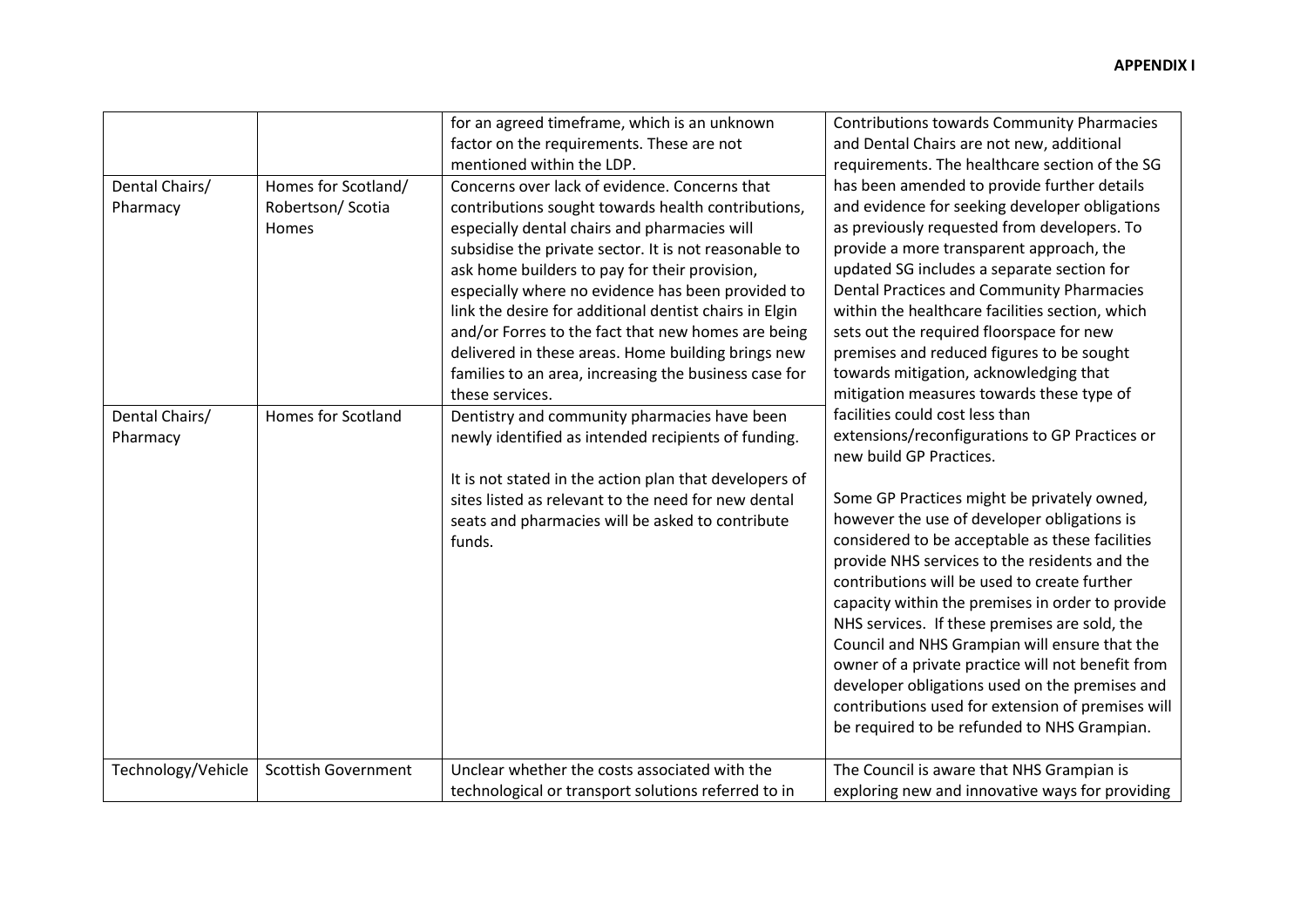| | | for an agreed timeframe, which is an unknown factor on the requirements. These are not mentioned within the LDP. | Contributions towards Community Pharmacies and Dental Chairs are not new, additional requirements. The healthcare section of the SG has been amended to provide further details and evidence for seeking developer obligations as previously requested from developers. To provide a more transparent approach, the updated SG includes a separate section for Dental Practices and Community Pharmacies within the healthcare facilities section, which sets out the required floorspace for new premises and reduced figures to be sought towards mitigation, acknowledging that mitigation measures towards these type of facilities could cost less than extensions/reconfigurations to GP Practices or new build GP Practices.<br><br>Some GP Practices might be privately owned, however the use of developer obligations is considered to be acceptable as these facilities provide NHS services to the residents and the contributions will be used to create further capacity within the premises in order to provide NHS services. If these premises are sold, the Council and NHS Grampian will ensure that the owner of a private practice will not benefit from developer obligations used on the premises and contributions used for extension of premises will be required to be refunded to NHS Grampian. |
|---|---|---|---|
| Dental Chairs/ Pharmacy | Homes for Scotland/ Robertson/ Scotia Homes | Concerns over lack of evidence. Concerns that contributions sought towards health contributions, especially dental chairs and pharmacies will subsidise the private sector. It is not reasonable to ask home builders to pay for their provision, especially where no evidence has been provided to link the desire for additional dentist chairs in Elgin and/or Forres to the fact that new homes are being delivered in these areas. Home building brings new families to an area, increasing the business case for these services. | |
| Dental Chairs/ Pharmacy | Homes for Scotland | Dentistry and community pharmacies have been newly identified as intended recipients of funding.<br><br>It is not stated in the action plan that developers of sites listed as relevant to the need for new dental seats and pharmacies will be asked to contribute funds. | |
| Technology/Vehicle | Scottish Government | Unclear whether the costs associated with the technological or transport solutions referred to in | The Council is aware that NHS Grampian is exploring new and innovative ways for providing |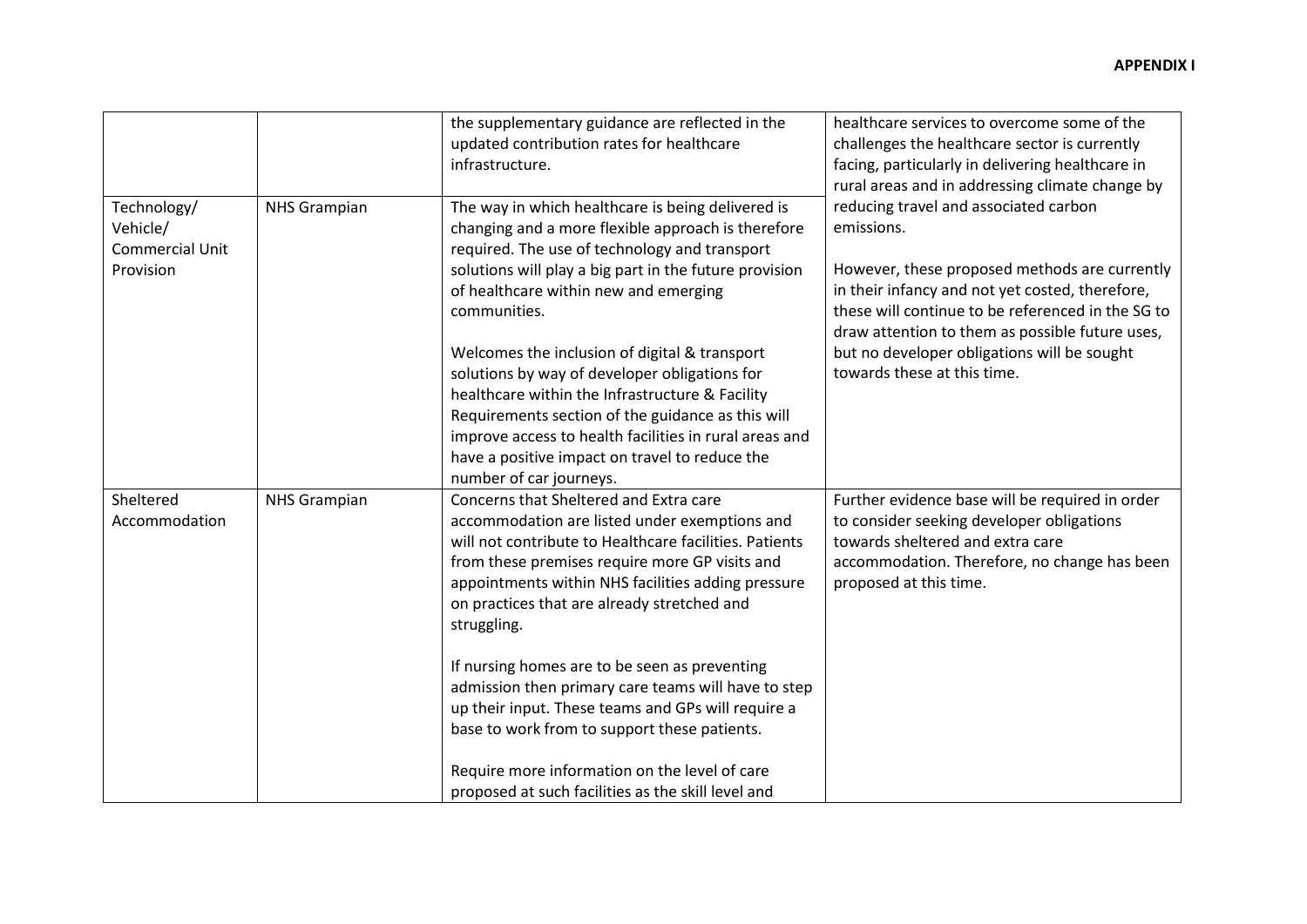| | | | |
|---|---|---|---|
| | | the supplementary guidance are reflected in the updated contribution rates for healthcare infrastructure. | healthcare services to overcome some of the challenges the healthcare sector is currently facing, particularly in delivering healthcare in rural areas and in addressing climate change by reducing travel and associated carbon emissions.<br><br>However, these proposed methods are currently in their infancy and not yet costed, therefore, these will continue to be referenced in the SG to draw attention to them as possible future uses, but no developer obligations will be sought towards these at this time. |
| Technology/ Vehicle/ Commercial Unit Provision | NHS Grampian | The way in which healthcare is being delivered is changing and a more flexible approach is therefore required. The use of technology and transport solutions will play a big part in the future provision of healthcare within new and emerging communities.<br><br>Welcomes the inclusion of digital & transport solutions by way of developer obligations for healthcare within the Infrastructure & Facility Requirements section of the guidance as this will improve access to health facilities in rural areas and have a positive impact on travel to reduce the number of car journeys. | |
| Sheltered Accommodation | NHS Grampian | Concerns that Sheltered and Extra care accommodation are listed under exemptions and will not contribute to Healthcare facilities. Patients from these premises require more GP visits and appointments within NHS facilities adding pressure on practices that are already stretched and struggling.<br><br>If nursing homes are to be seen as preventing admission then primary care teams will have to step up their input. These teams and GPs will require a base to work from to support these patients.<br><br>Require more information on the level of care proposed at such facilities as the skill level and | Further evidence base will be required in order to consider seeking developer obligations towards sheltered and extra care accommodation. Therefore, no change has been proposed at this time. |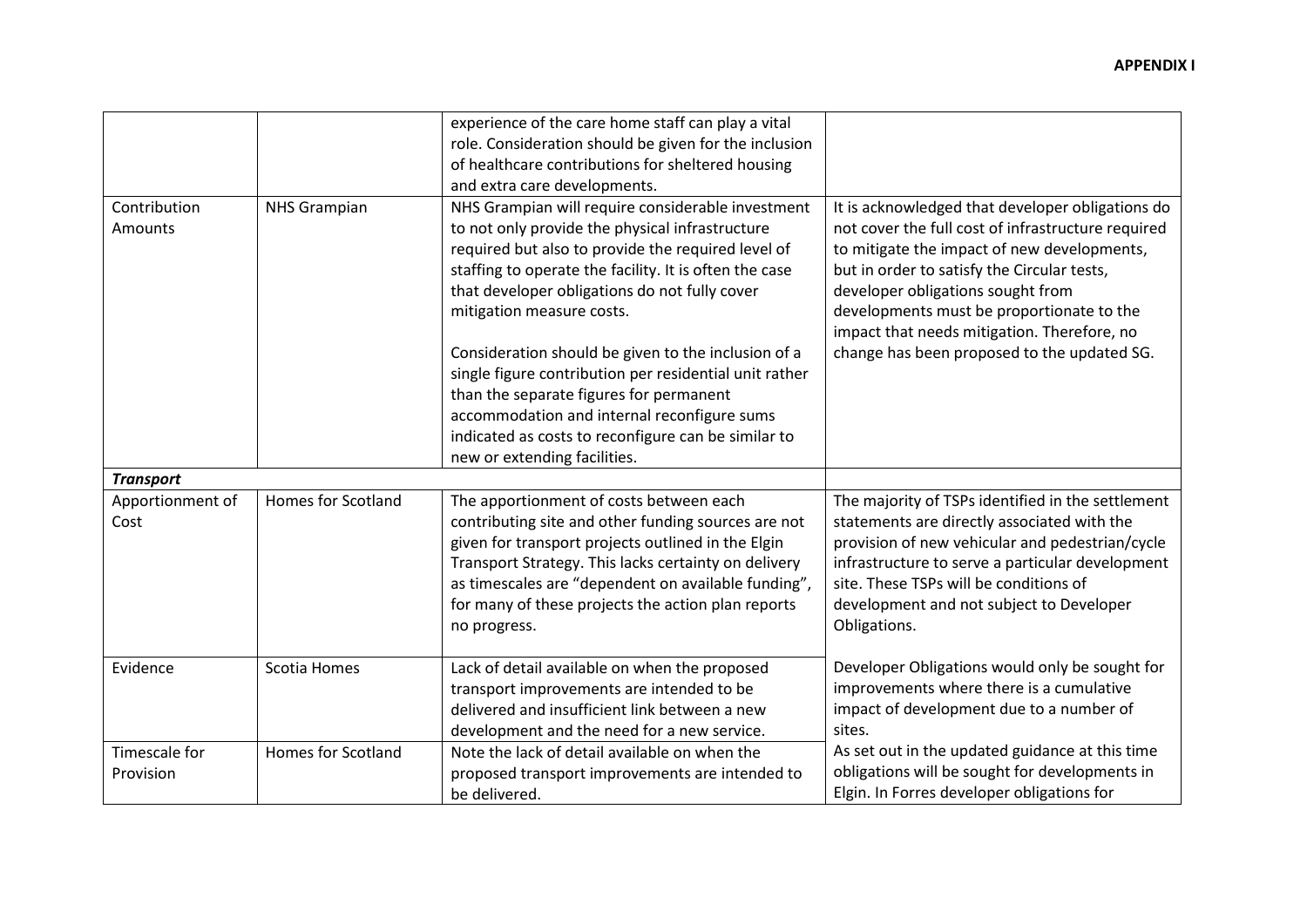| | | | |
|---|---|---|---|
| | | experience of the care home staff can play a vital role. Consideration should be given for the inclusion of healthcare contributions for sheltered housing and extra care developments. | |
| Contribution Amounts | NHS Grampian | NHS Grampian will require considerable investment to not only provide the physical infrastructure required but also to provide the required level of staffing to operate the facility. It is often the case that developer obligations do not fully cover mitigation measure costs.<br><br>Consideration should be given to the inclusion of a single figure contribution per residential unit rather than the separate figures for permanent accommodation and internal reconfigure sums indicated as costs to reconfigure can be similar to new or extending facilities. | It is acknowledged that developer obligations do not cover the full cost of infrastructure required to mitigate the impact of new developments, but in order to satisfy the Circular tests, developer obligations sought from developments must be proportionate to the impact that needs mitigation. Therefore, no change has been proposed to the updated SG. |
| ***Transport*** | | | |
| Apportionment of Cost | Homes for Scotland | The apportionment of costs between each contributing site and other funding sources are not given for transport projects outlined in the Elgin Transport Strategy. This lacks certainty on delivery as timescales are "dependent on available funding", for many of these projects the action plan reports no progress. | The majority of TSPs identified in the settlement statements are directly associated with the provision of new vehicular and pedestrian/cycle infrastructure to serve a particular development site. These TSPs will be conditions of development and not subject to Developer Obligations.<br><br>Developer Obligations would only be sought for improvements where there is a cumulative impact of development due to a number of sites.<br>As set out in the updated guidance at this time obligations will be sought for developments in Elgin. In Forres developer obligations for |
| Evidence | Scotia Homes | Lack of detail available on when the proposed transport improvements are intended to be delivered and insufficient link between a new development and the need for a new service. | |
| Timescale for Provision | Homes for Scotland | Note the lack of detail available on when the proposed transport improvements are intended to be delivered. | |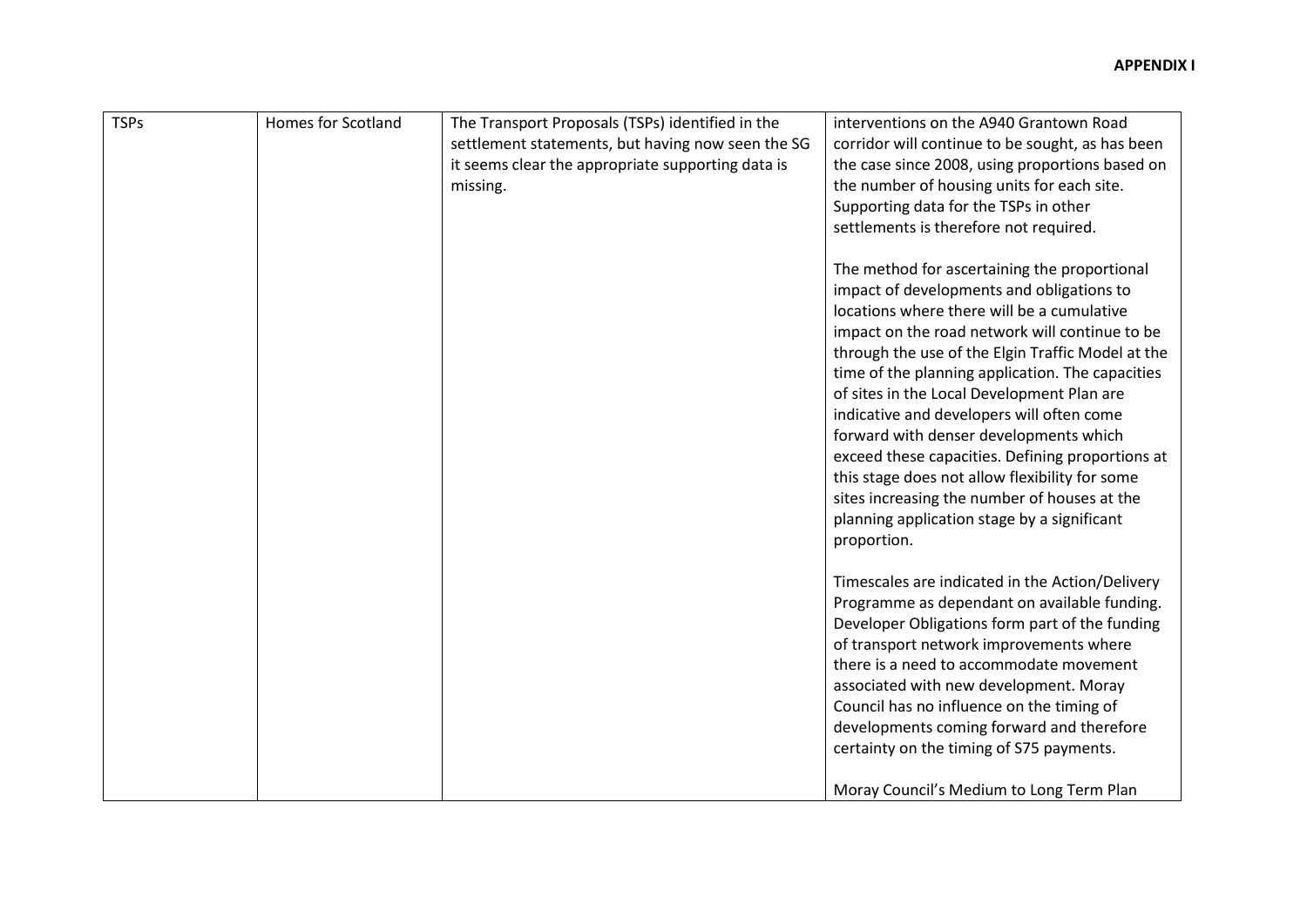| TSPs | Homes for Scotland | The Transport Proposals (TSPs) identified in the settlement statements, but having now seen the SG it seems clear the appropriate supporting data is missing. | interventions on the A940 Grantown Road corridor will continue to be sought, as has been the case since 2008, using proportions based on the number of housing units for each site. Supporting data for the TSPs in other settlements is therefore not required.<br><br>The method for ascertaining the proportional impact of developments and obligations to locations where there will be a cumulative impact on the road network will continue to be through the use of the Elgin Traffic Model at the time of the planning application. The capacities of sites in the Local Development Plan are indicative and developers will often come forward with denser developments which exceed these capacities. Defining proportions at this stage does not allow flexibility for some sites increasing the number of houses at the planning application stage by a significant proportion.<br><br>Timescales are indicated in the Action/Delivery Programme as dependant on available funding. Developer Obligations form part of the funding of transport network improvements where there is a need to accommodate movement associated with new development. Moray Council has no influence on the timing of developments coming forward and therefore certainty on the timing of S75 payments.<br><br>Moray Council's Medium to Long Term Plan |
|---|---|---|---|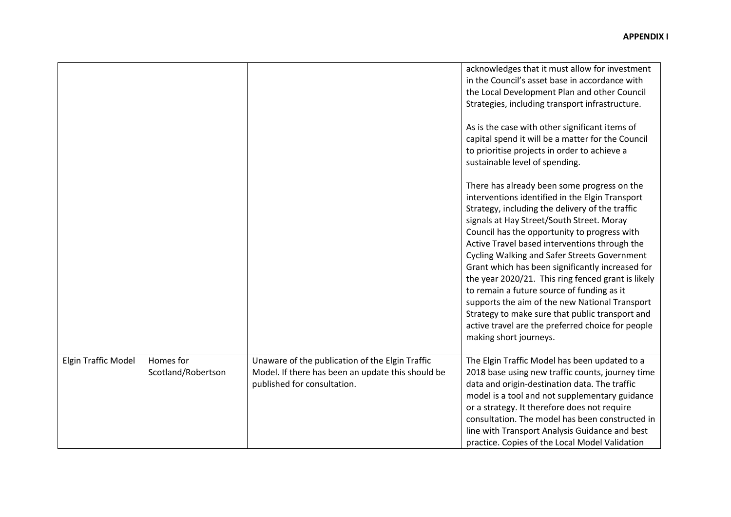| | | | |
|---|---|---|---|
| | | | acknowledges that it must allow for investment in the Council's asset base in accordance with the Local Development Plan and other Council Strategies, including transport infrastructure.<br><br>As is the case with other significant items of capital spend it will be a matter for the Council to prioritise projects in order to achieve a sustainable level of spending.<br><br>There has already been some progress on the interventions identified in the Elgin Transport Strategy, including the delivery of the traffic signals at Hay Street/South Street. Moray Council has the opportunity to progress with Active Travel based interventions through the Cycling Walking and Safer Streets Government Grant which has been significantly increased for the year 2020/21. This ring fenced grant is likely to remain a future source of funding as it supports the aim of the new National Transport Strategy to make sure that public transport and active travel are the preferred choice for people making short journeys. |
| Elgin Traffic Model | Homes for Scotland/Robertson | Unaware of the publication of the Elgin Traffic Model. If there has been an update this should be published for consultation. | The Elgin Traffic Model has been updated to a 2018 base using new traffic counts, journey time data and origin-destination data. The traffic model is a tool and not supplementary guidance or a strategy. It therefore does not require consultation. The model has been constructed in line with Transport Analysis Guidance and best practice. Copies of the Local Model Validation |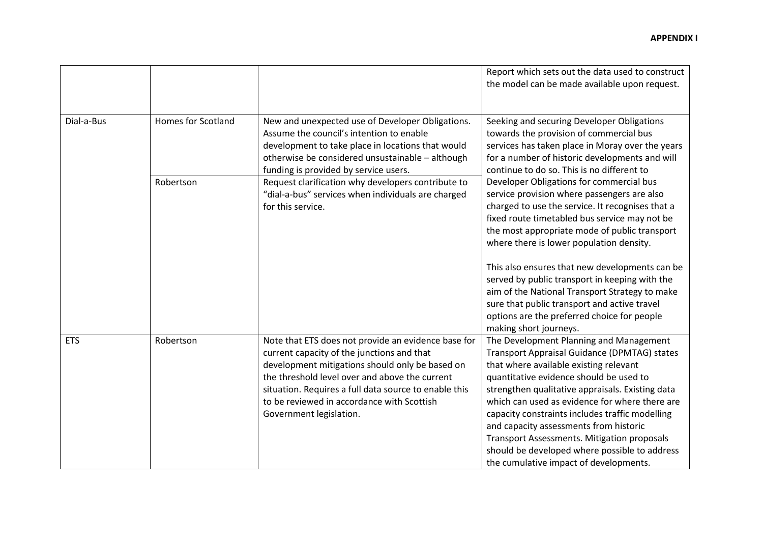| | | | |
|---|---|---|---|
| | | | Report which sets out the data used to construct the model can be made available upon request. |
| Dial-a-Bus | Homes for Scotland | New and unexpected use of Developer Obligations. Assume the council's intention to enable development to take place in locations that would otherwise be considered unsustainable – although funding is provided by service users. | Seeking and securing Developer Obligations towards the provision of commercial bus services has taken place in Moray over the years for a number of historic developments and will continue to do so. This is no different to Developer Obligations for commercial bus service provision where passengers are also charged to use the service. It recognises that a fixed route timetabled bus service may not be the most appropriate mode of public transport where there is lower population density.<br><br>This also ensures that new developments can be served by public transport in keeping with the aim of the National Transport Strategy to make sure that public transport and active travel options are the preferred choice for people making short journeys. |
| | Robertson | Request clarification why developers contribute to "dial-a-bus" services when individuals are charged for this service. | |
| ETS | Robertson | Note that ETS does not provide an evidence base for current capacity of the junctions and that development mitigations should only be based on the threshold level over and above the current situation. Requires a full data source to enable this to be reviewed in accordance with Scottish Government legislation. | The Development Planning and Management Transport Appraisal Guidance (DPMTAG) states that where available existing relevant quantitative evidence should be used to strengthen qualitative appraisals. Existing data which can used as evidence for where there are capacity constraints includes traffic modelling and capacity assessments from historic Transport Assessments. Mitigation proposals should be developed where possible to address the cumulative impact of developments. |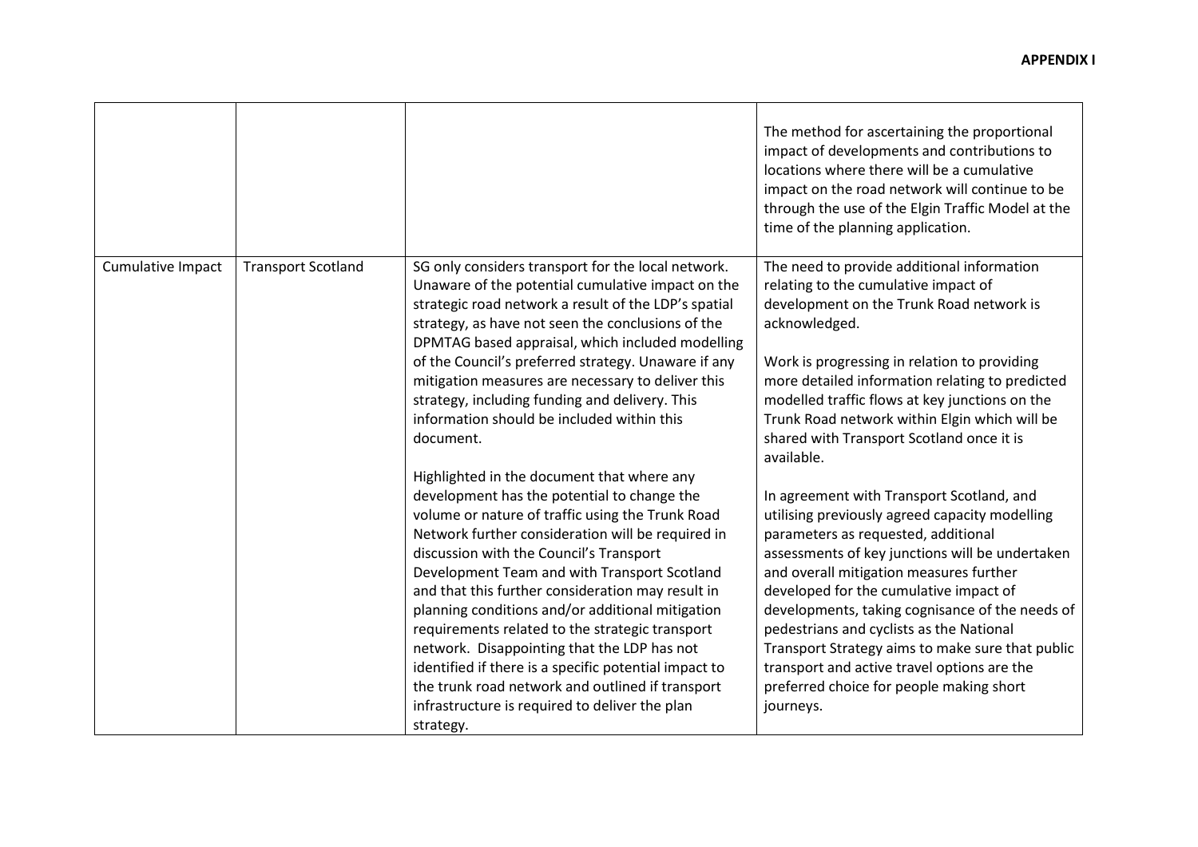| | | | |
|---|---|---|---|
| | | | The method for ascertaining the proportional impact of developments and contributions to locations where there will be a cumulative impact on the road network will continue to be through the use of the Elgin Traffic Model at the time of the planning application. |
| Cumulative Impact | Transport Scotland | SG only considers transport for the local network. Unaware of the potential cumulative impact on the strategic road network a result of the LDP's spatial strategy, as have not seen the conclusions of the DPMTAG based appraisal, which included modelling of the Council's preferred strategy. Unaware if any mitigation measures are necessary to deliver this strategy, including funding and delivery. This information should be included within this document.<br><br>Highlighted in the document that where any development has the potential to change the volume or nature of traffic using the Trunk Road Network further consideration will be required in discussion with the Council's Transport Development Team and with Transport Scotland and that this further consideration may result in planning conditions and/or additional mitigation requirements related to the strategic transport network. Disappointing that the LDP has not identified if there is a specific potential impact to the trunk road network and outlined if transport infrastructure is required to deliver the plan strategy. | The need to provide additional information relating to the cumulative impact of development on the Trunk Road network is acknowledged.<br><br>Work is progressing in relation to providing more detailed information relating to predicted modelled traffic flows at key junctions on the Trunk Road network within Elgin which will be shared with Transport Scotland once it is available.<br><br>In agreement with Transport Scotland, and utilising previously agreed capacity modelling parameters as requested, additional assessments of key junctions will be undertaken and overall mitigation measures further developed for the cumulative impact of developments, taking cognisance of the needs of pedestrians and cyclists as the National Transport Strategy aims to make sure that public transport and active travel options are the preferred choice for people making short journeys. |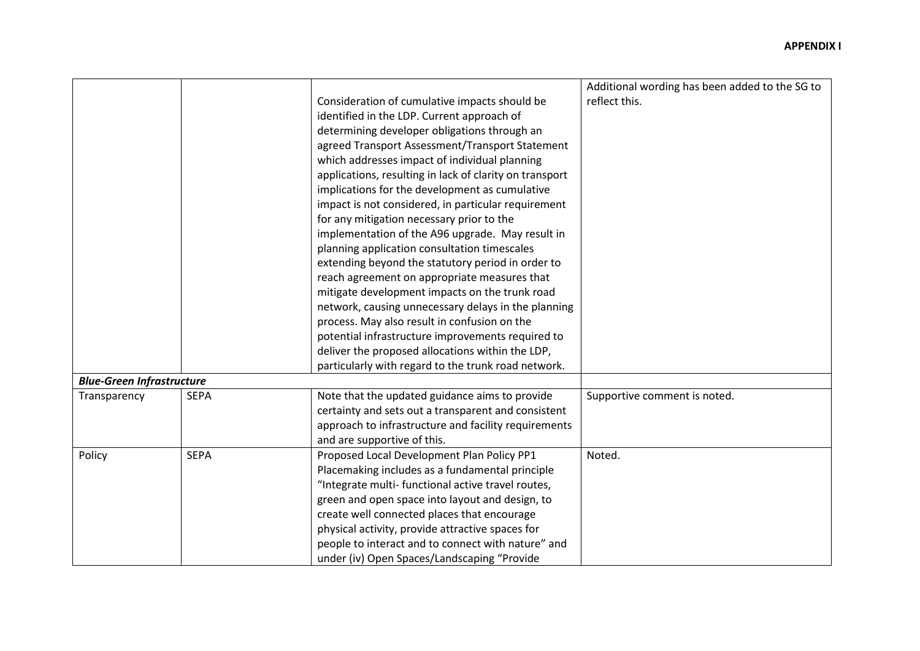**APPENDIX I**

| | | | |
|---|---|---|---|
| | | Consideration of cumulative impacts should be identified in the LDP. Current approach of determining developer obligations through an agreed Transport Assessment/Transport Statement which addresses impact of individual planning applications, resulting in lack of clarity on transport implications for the development as cumulative impact is not considered, in particular requirement for any mitigation necessary prior to the implementation of the A96 upgrade. May result in planning application consultation timescales extending beyond the statutory period in order to reach agreement on appropriate measures that mitigate development impacts on the trunk road network, causing unnecessary delays in the planning process. May also result in confusion on the potential infrastructure improvements required to deliver the proposed allocations within the LDP, particularly with regard to the trunk road network. | Additional wording has been added to the SG to reflect this. |
| ***Blue-Green Infrastructure*** | | | |
| Transparency | SEPA | Note that the updated guidance aims to provide certainty and sets out a transparent and consistent approach to infrastructure and facility requirements and are supportive of this. | Supportive comment is noted. |
| Policy | SEPA | Proposed Local Development Plan Policy PP1 Placemaking includes as a fundamental principle "Integrate multi- functional active travel routes, green and open space into layout and design, to create well connected places that encourage physical activity, provide attractive spaces for people to interact and to connect with nature" and under (iv) Open Spaces/Landscaping "Provide | Noted. |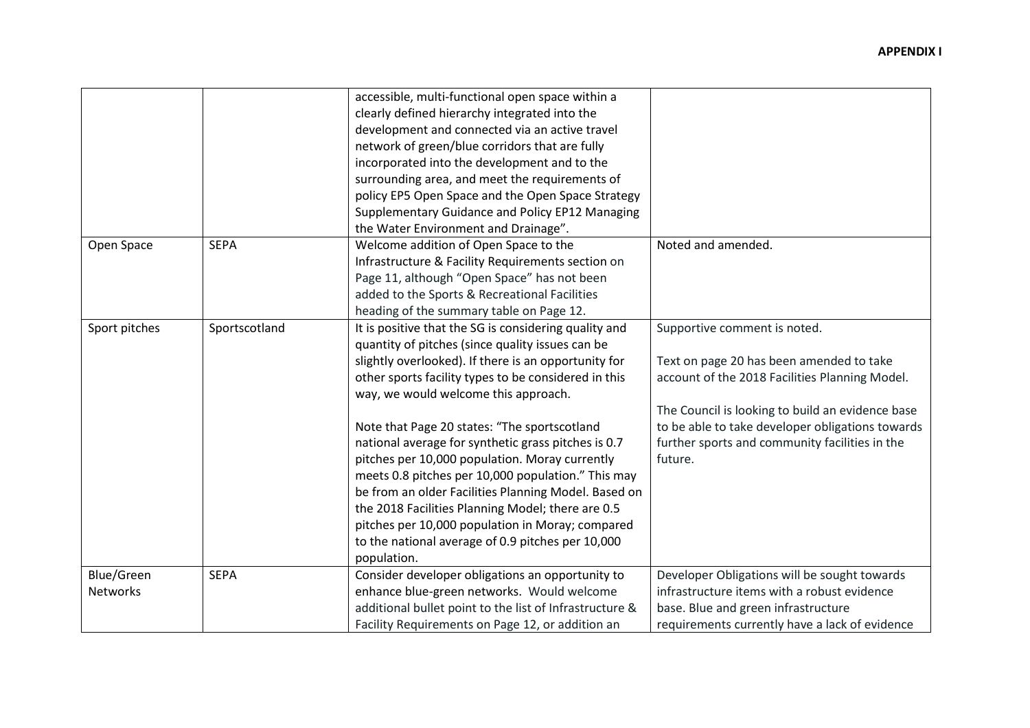| | | | |
|---|---|---|---|
| | | accessible, multi-functional open space within a clearly defined hierarchy integrated into the development and connected via an active travel network of green/blue corridors that are fully incorporated into the development and to the surrounding area, and meet the requirements of policy EP5 Open Space and the Open Space Strategy Supplementary Guidance and Policy EP12 Managing the Water Environment and Drainage". | |
| Open Space | SEPA | Welcome addition of Open Space to the Infrastructure & Facility Requirements section on Page 11, although "Open Space" has not been added to the Sports & Recreational Facilities heading of the summary table on Page 12. | Noted and amended. |
| Sport pitches | Sportscotland | It is positive that the SG is considering quality and quantity of pitches (since quality issues can be slightly overlooked). If there is an opportunity for other sports facility types to be considered in this way, we would welcome this approach.<br><br>Note that Page 20 states: "The sportscotland national average for synthetic grass pitches is 0.7 pitches per 10,000 population. Moray currently meets 0.8 pitches per 10,000 population." This may be from an older Facilities Planning Model. Based on the 2018 Facilities Planning Model; there are 0.5 pitches per 10,000 population in Moray; compared to the national average of 0.9 pitches per 10,000 population. | Supportive comment is noted.<br><br>Text on page 20 has been amended to take account of the 2018 Facilities Planning Model.<br><br>The Council is looking to build an evidence base to be able to take developer obligations towards further sports and community facilities in the future. |
| Blue/Green Networks | SEPA | Consider developer obligations an opportunity to enhance blue-green networks. Would welcome additional bullet point to the list of Infrastructure & Facility Requirements on Page 12, or addition an | Developer Obligations will be sought towards infrastructure items with a robust evidence base. Blue and green infrastructure requirements currently have a lack of evidence |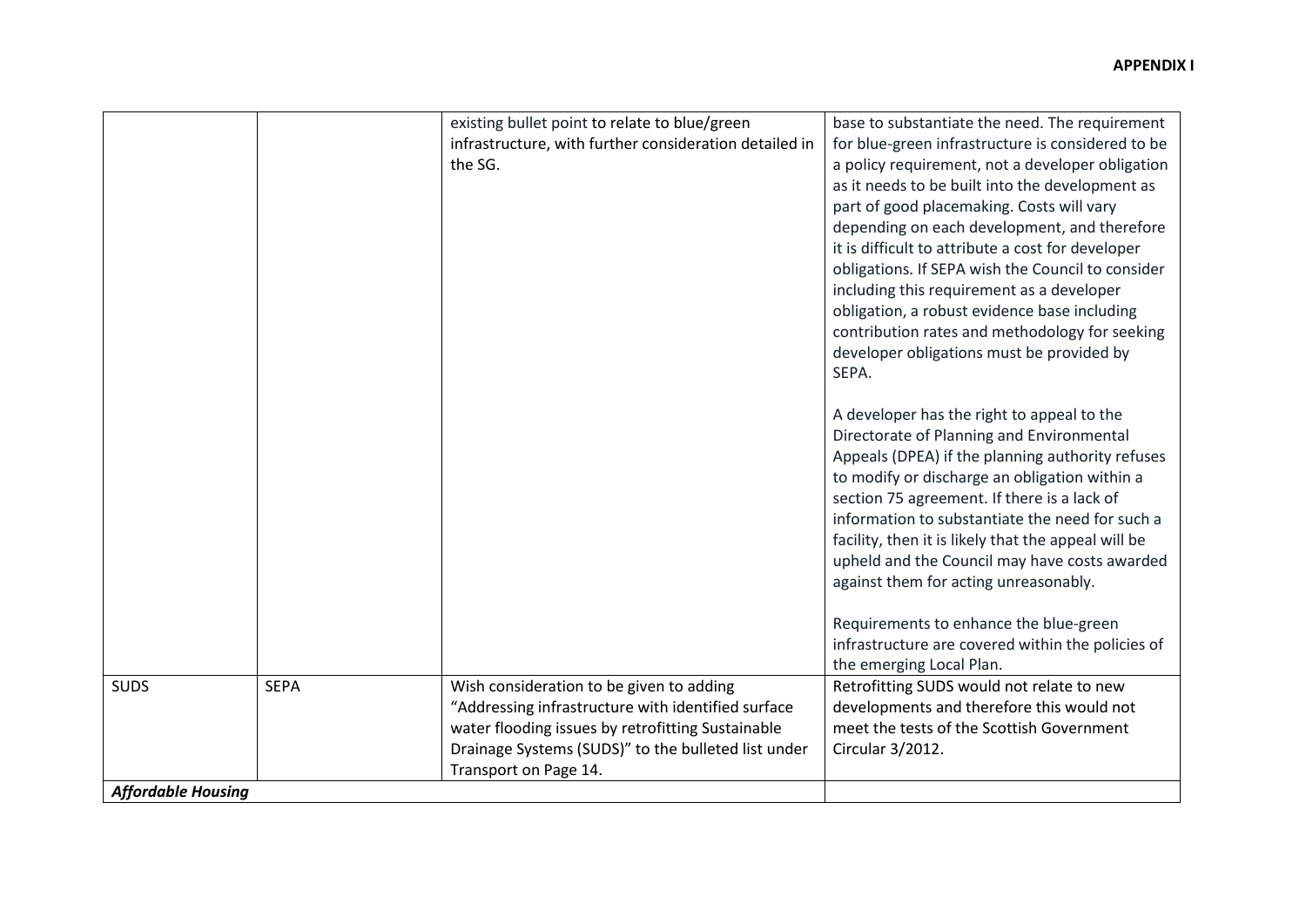| | | existing bullet point to relate to blue/green infrastructure, with further consideration detailed in the SG. | base to substantiate the need. The requirement for blue-green infrastructure is considered to be a policy requirement, not a developer obligation as it needs to be built into the development as part of good placemaking. Costs will vary depending on each development, and therefore it is difficult to attribute a cost for developer obligations. If SEPA wish the Council to consider including this requirement as a developer obligation, a robust evidence base including contribution rates and methodology for seeking developer obligations must be provided by SEPA.<br><br>A developer has the right to appeal to the Directorate of Planning and Environmental Appeals (DPEA) if the planning authority refuses to modify or discharge an obligation within a section 75 agreement. If there is a lack of information to substantiate the need for such a facility, then it is likely that the appeal will be upheld and the Council may have costs awarded against them for acting unreasonably.<br><br>Requirements to enhance the blue-green infrastructure are covered within the policies of the emerging Local Plan. |
|---|---|---|---|
| SUDS | SEPA | Wish consideration to be given to adding "Addressing infrastructure with identified surface water flooding issues by retrofitting Sustainable Drainage Systems (SUDS)" to the bulleted list under Transport on Page 14. | Retrofitting SUDS would not relate to new developments and therefore this would not meet the tests of the Scottish Government Circular 3/2012. |
| ***Affordable Housing*** | | | |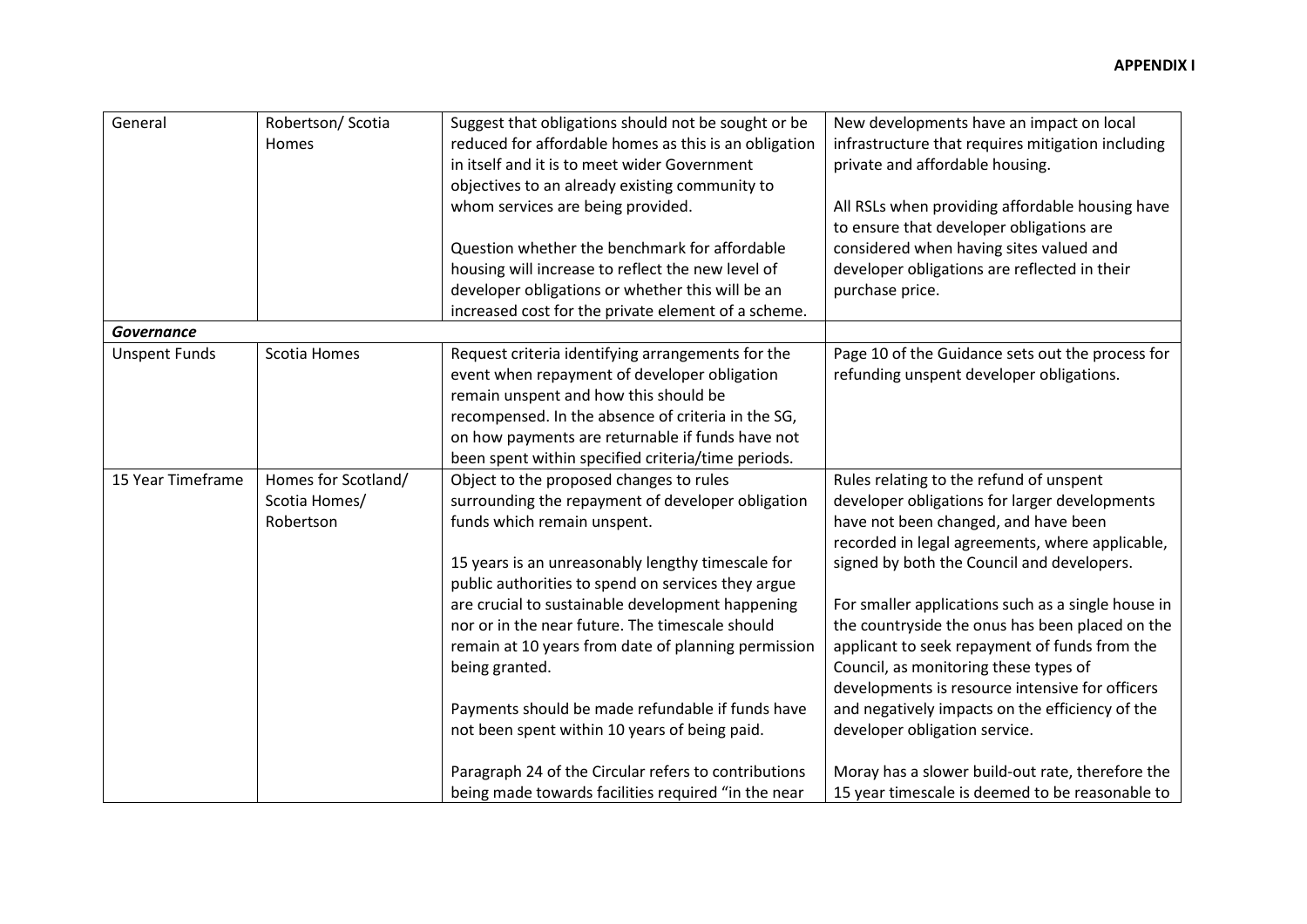**APPENDIX I**

| | | | |
|---|---|---|---|
| General | Robertson/ Scotia Homes | Suggest that obligations should not be sought or be reduced for affordable homes as this is an obligation in itself and it is to meet wider Government objectives to an already existing community to whom services are being provided.<br><br>Question whether the benchmark for affordable housing will increase to reflect the new level of developer obligations or whether this will be an increased cost for the private element of a scheme. | New developments have an impact on local infrastructure that requires mitigation including private and affordable housing.<br><br>All RSLs when providing affordable housing have to ensure that developer obligations are considered when having sites valued and developer obligations are reflected in their purchase price. |
| ***Governance*** | | | |
| Unspent Funds | Scotia Homes | Request criteria identifying arrangements for the event when repayment of developer obligation remain unspent and how this should be recompensed. In the absence of criteria in the SG, on how payments are returnable if funds have not been spent within specified criteria/time periods. | Page 10 of the Guidance sets out the process for refunding unspent developer obligations. |
| 15 Year Timeframe | Homes for Scotland/ Scotia Homes/ Robertson | Object to the proposed changes to rules surrounding the repayment of developer obligation funds which remain unspent.<br><br>15 years is an unreasonably lengthy timescale for public authorities to spend on services they argue are crucial to sustainable development happening nor or in the near future. The timescale should remain at 10 years from date of planning permission being granted.<br><br>Payments should be made refundable if funds have not been spent within 10 years of being paid.<br><br>Paragraph 24 of the Circular refers to contributions being made towards facilities required "in the near | Rules relating to the refund of unspent developer obligations for larger developments have not been changed, and have been recorded in legal agreements, where applicable, signed by both the Council and developers.<br><br>For smaller applications such as a single house in the countryside the onus has been placed on the applicant to seek repayment of funds from the Council, as monitoring these types of developments is resource intensive for officers and negatively impacts on the efficiency of the developer obligation service.<br><br>Moray has a slower build-out rate, therefore the 15 year timescale is deemed to be reasonable to |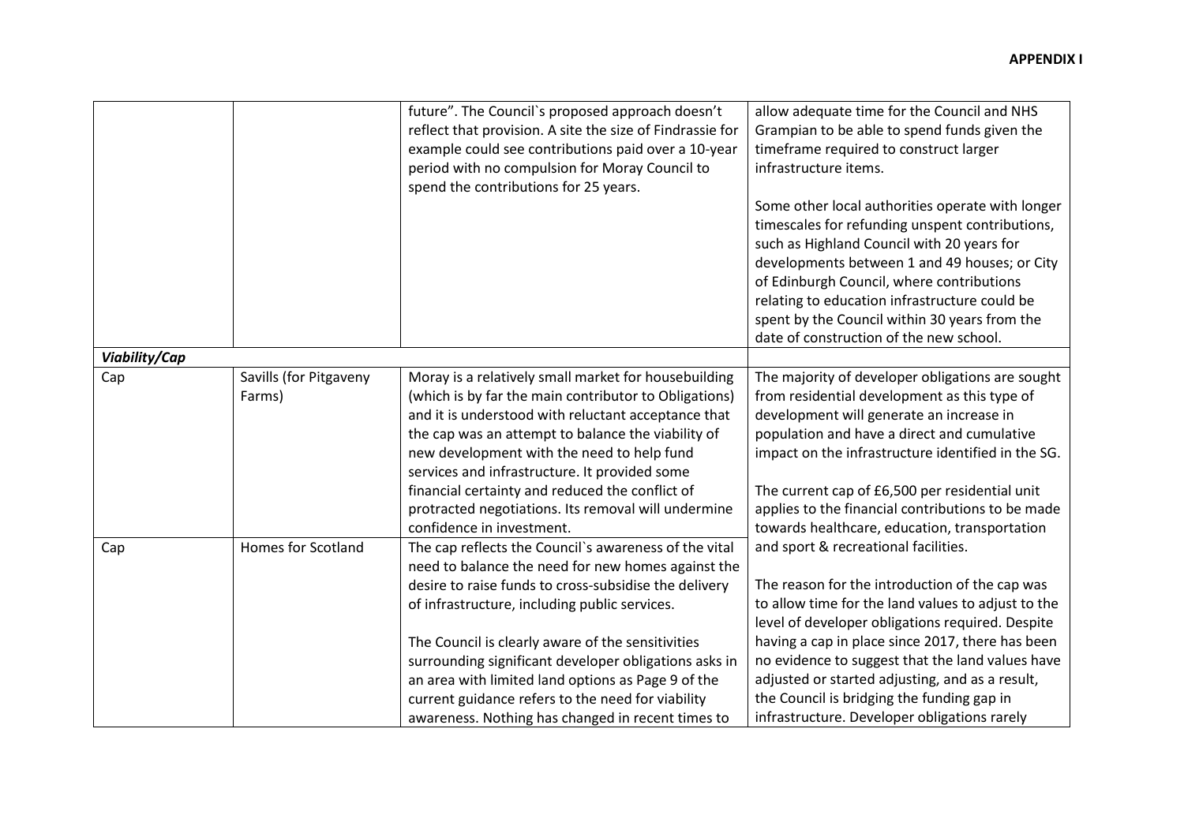**APPENDIX I**

| | | | |
|---|---|---|---|
| | | future". The Council`s proposed approach doesn't reflect that provision. A site the size of Findrassie for example could see contributions paid over a 10-year period with no compulsion for Moray Council to spend the contributions for 25 years. | allow adequate time for the Council and NHS Grampian to be able to spend funds given the timeframe required to construct larger infrastructure items.<br><br>Some other local authorities operate with longer timescales for refunding unspent contributions, such as Highland Council with 20 years for developments between 1 and 49 houses; or City of Edinburgh Council, where contributions relating to education infrastructure could be spent by the Council within 30 years from the date of construction of the new school. |
| ***Viability/Cap*** | | | |
| Cap | Savills (for Pitgaveny Farms) | Moray is a relatively small market for housebuilding (which is by far the main contributor to Obligations) and it is understood with reluctant acceptance that the cap was an attempt to balance the viability of new development with the need to help fund services and infrastructure. It provided some financial certainty and reduced the conflict of protracted negotiations. Its removal will undermine confidence in investment. | The majority of developer obligations are sought from residential development as this type of development will generate an increase in population and have a direct and cumulative impact on the infrastructure identified in the SG.<br><br>The current cap of £6,500 per residential unit applies to the financial contributions to be made towards healthcare, education, transportation and sport & recreational facilities.<br><br>The reason for the introduction of the cap was to allow time for the land values to adjust to the level of developer obligations required. Despite having a cap in place since 2017, there has been no evidence to suggest that the land values have adjusted or started adjusting, and as a result, the Council is bridging the funding gap in infrastructure. Developer obligations rarely |
| Cap | Homes for Scotland | The cap reflects the Council`s awareness of the vital need to balance the need for new homes against the desire to raise funds to cross-subsidise the delivery of infrastructure, including public services.<br><br>The Council is clearly aware of the sensitivities surrounding significant developer obligations asks in an area with limited land options as Page 9 of the current guidance refers to the need for viability awareness. Nothing has changed in recent times to | |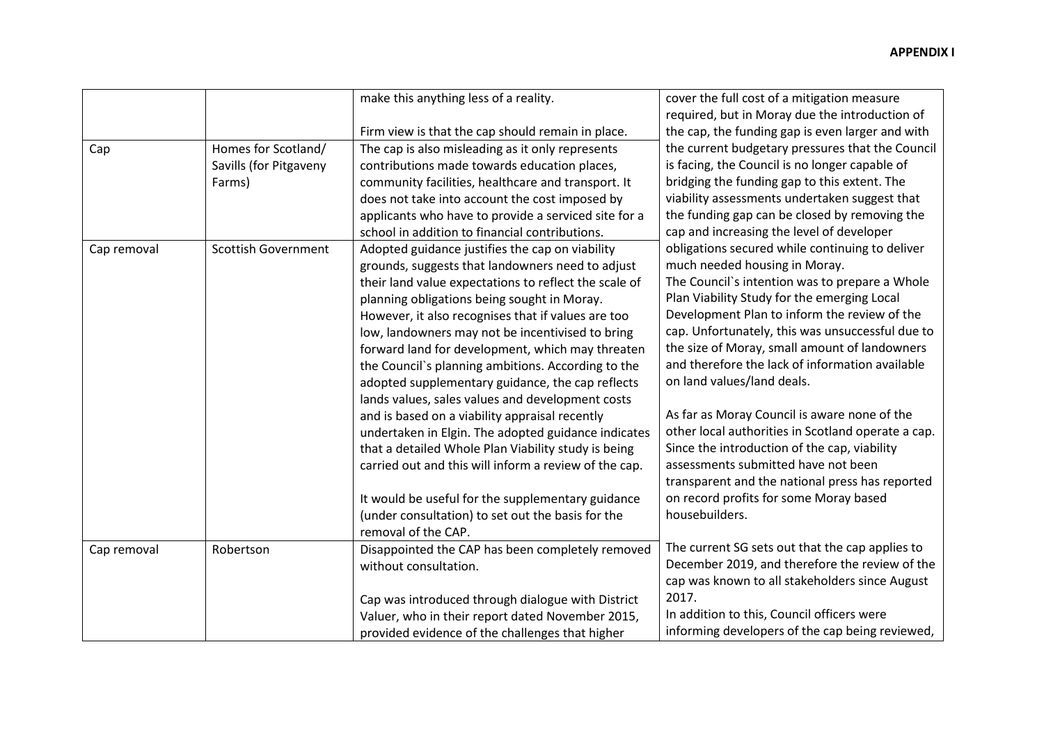**APPENDIX I**

| | | | |
|---|---|---|---|
| | | make this anything less of a reality.<br><br>Firm view is that the cap should remain in place. | cover the full cost of a mitigation measure required, but in Moray due the introduction of the cap, the funding gap is even larger and with the current budgetary pressures that the Council is facing, the Council is no longer capable of bridging the funding gap to this extent. The viability assessments undertaken suggest that the funding gap can be closed by removing the cap and increasing the level of developer obligations secured while continuing to deliver much needed housing in Moray.<br>The Council`s intention was to prepare a Whole Plan Viability Study for the emerging Local Development Plan to inform the review of the cap. Unfortunately, this was unsuccessful due to the size of Moray, small amount of landowners and therefore the lack of information available on land values/land deals.<br><br>As far as Moray Council is aware none of the other local authorities in Scotland operate a cap. Since the introduction of the cap, viability assessments submitted have not been transparent and the national press has reported on record profits for some Moray based housebuilders.<br><br>The current SG sets out that the cap applies to December 2019, and therefore the review of the cap was known to all stakeholders since August 2017.<br>In addition to this, Council officers were informing developers of the cap being reviewed, |
| Cap | Homes for Scotland/ Savills (for Pitgaveny Farms) | The cap is also misleading as it only represents contributions made towards education places, community facilities, healthcare and transport. It does not take into account the cost imposed by applicants who have to provide a serviced site for a school in addition to financial contributions. | |
| Cap removal | Scottish Government | Adopted guidance justifies the cap on viability grounds, suggests that landowners need to adjust their land value expectations to reflect the scale of planning obligations being sought in Moray. However, it also recognises that if values are too low, landowners may not be incentivised to bring forward land for development, which may threaten the Council`s planning ambitions. According to the adopted supplementary guidance, the cap reflects lands values, sales values and development costs and is based on a viability appraisal recently undertaken in Elgin. The adopted guidance indicates that a detailed Whole Plan Viability study is being carried out and this will inform a review of the cap.<br><br>It would be useful for the supplementary guidance (under consultation) to set out the basis for the removal of the CAP. | |
| Cap removal | Robertson | Disappointed the CAP has been completely removed without consultation.<br><br>Cap was introduced through dialogue with District Valuer, who in their report dated November 2015, provided evidence of the challenges that higher | |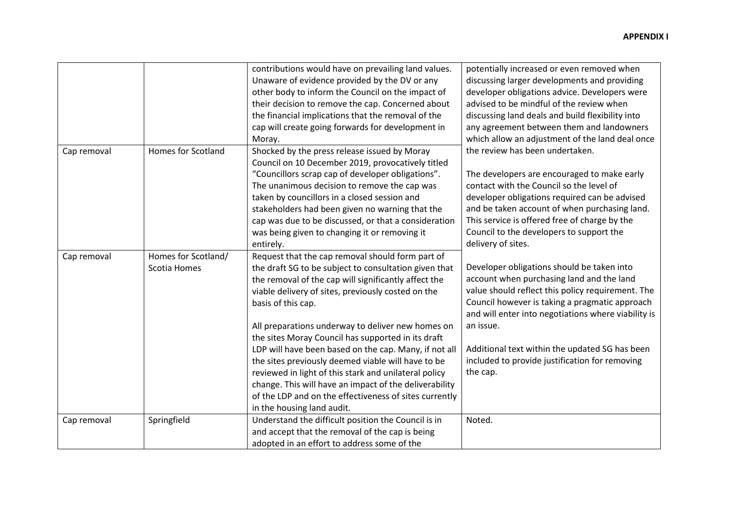**APPENDIX I**

| | | | |
|---|---|---|---|
| | | contributions would have on prevailing land values. Unaware of evidence provided by the DV or any other body to inform the Council on the impact of their decision to remove the cap. Concerned about the financial implications that the removal of the cap will create going forwards for development in Moray. | potentially increased or even removed when discussing larger developments and providing developer obligations advice. Developers were advised to be mindful of the review when discussing land deals and build flexibility into any agreement between them and landowners which allow an adjustment of the land deal once the review has been undertaken.<br><br>The developers are encouraged to make early contact with the Council so the level of developer obligations required can be advised and be taken account of when purchasing land. This service is offered free of charge by the Council to the developers to support the delivery of sites.<br><br>Developer obligations should be taken into account when purchasing land and the land value should reflect this policy requirement. The Council however is taking a pragmatic approach and will enter into negotiations where viability is an issue.<br><br>Additional text within the updated SG has been included to provide justification for removing the cap. |
| Cap removal | Homes for Scotland | Shocked by the press release issued by Moray Council on 10 December 2019, provocatively titled "Councillors scrap cap of developer obligations". The unanimous decision to remove the cap was taken by councillors in a closed session and stakeholders had been given no warning that the cap was due to be discussed, or that a consideration was being given to changing it or removing it entirely. | |
| Cap removal | Homes for Scotland/ Scotia Homes | Request that the cap removal should form part of the draft SG to be subject to consultation given that the removal of the cap will significantly affect the viable delivery of sites, previously costed on the basis of this cap.<br><br>All preparations underway to deliver new homes on the sites Moray Council has supported in its draft LDP will have been based on the cap. Many, if not all the sites previously deemed viable will have to be reviewed in light of this stark and unilateral policy change. This will have an impact of the deliverability of the LDP and on the effectiveness of sites currently in the housing land audit. | |
| Cap removal | Springfield | Understand the difficult position the Council is in and accept that the removal of the cap is being adopted in an effort to address some of the | Noted. |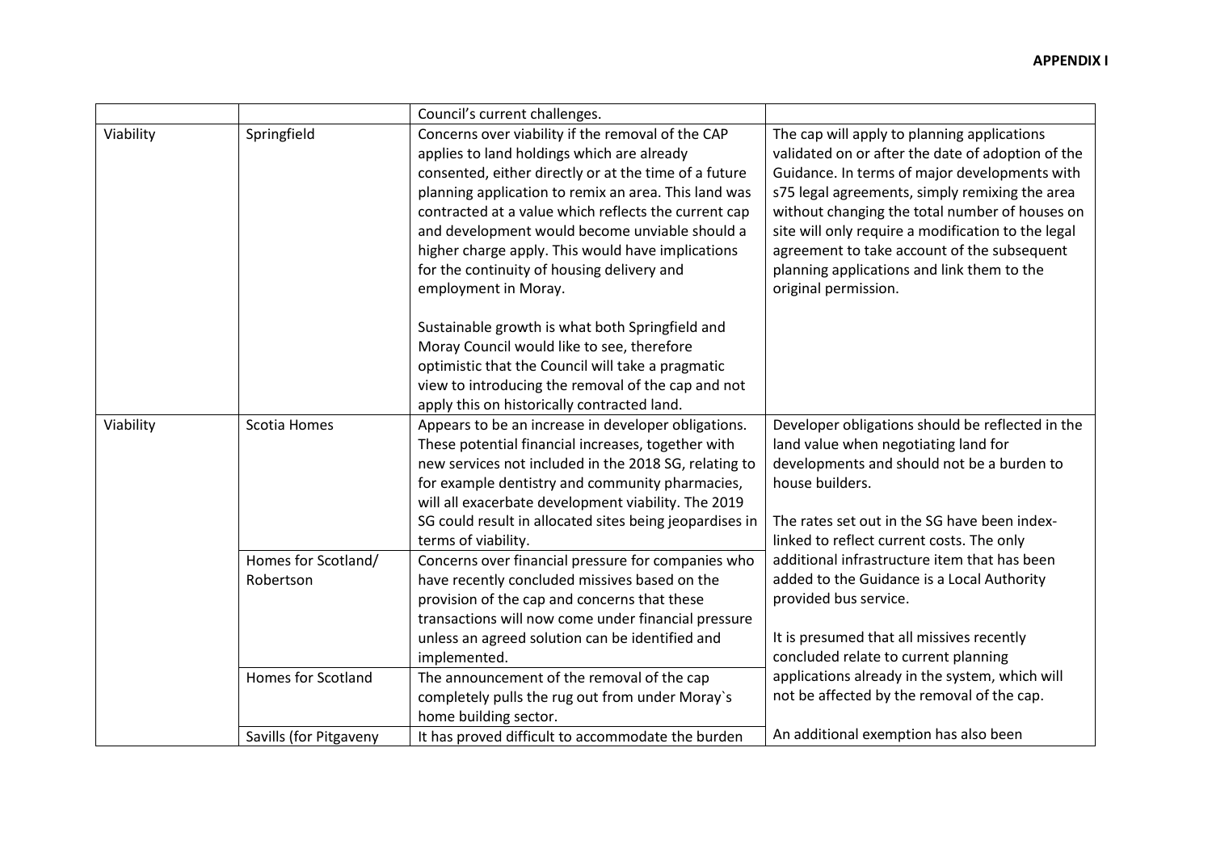**APPENDIX I**

| | | | |
|---|---|---|---|
| | | Council's current challenges. | |
| Viability | Springfield | Concerns over viability if the removal of the CAP applies to land holdings which are already consented, either directly or at the time of a future planning application to remix an area. This land was contracted at a value which reflects the current cap and development would become unviable should a higher charge apply. This would have implications for the continuity of housing delivery and employment in Moray.<br><br>Sustainable growth is what both Springfield and Moray Council would like to see, therefore optimistic that the Council will take a pragmatic view to introducing the removal of the cap and not apply this on historically contracted land. | The cap will apply to planning applications validated on or after the date of adoption of the Guidance. In terms of major developments with s75 legal agreements, simply remixing the area without changing the total number of houses on site will only require a modification to the legal agreement to take account of the subsequent planning applications and link them to the original permission. |
| Viability | Scotia Homes | Appears to be an increase in developer obligations. These potential financial increases, together with new services not included in the 2018 SG, relating to for example dentistry and community pharmacies, will all exacerbate development viability. The 2019 SG could result in allocated sites being jeopardises in terms of viability. | Developer obligations should be reflected in the land value when negotiating land for developments and should not be a burden to house builders.<br><br>The rates set out in the SG have been index-linked to reflect current costs. The only additional infrastructure item that has been added to the Guidance is a Local Authority provided bus service.<br><br>It is presumed that all missives recently concluded relate to current planning applications already in the system, which will not be affected by the removal of the cap.<br><br>An additional exemption has also been |
| | Homes for Scotland/ Robertson | Concerns over financial pressure for companies who have recently concluded missives based on the provision of the cap and concerns that these transactions will now come under financial pressure unless an agreed solution can be identified and implemented. | |
| | Homes for Scotland | The announcement of the removal of the cap completely pulls the rug out from under Moray`s home building sector. | |
| | Savills (for Pitgaveny | It has proved difficult to accommodate the burden | |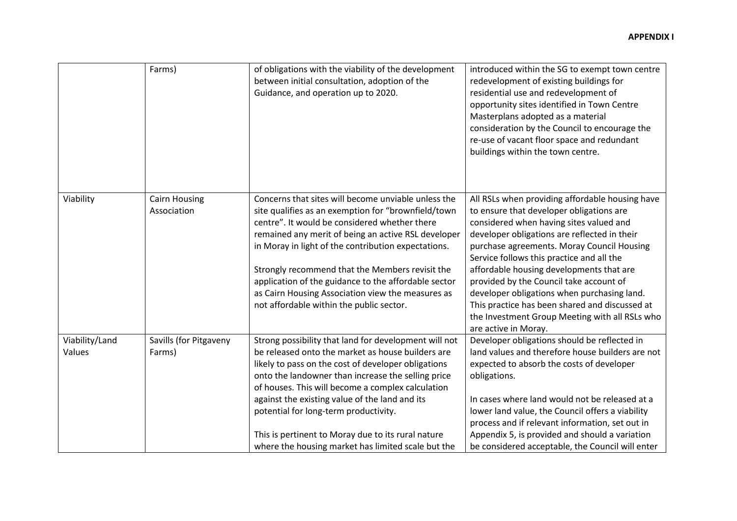**APPENDIX I**

| | | | |
|---|---|---|---|
| | Farms) | of obligations with the viability of the development between initial consultation, adoption of the Guidance, and operation up to 2020. | introduced within the SG to exempt town centre redevelopment of existing buildings for residential use and redevelopment of opportunity sites identified in Town Centre Masterplans adopted as a material consideration by the Council to encourage the re-use of vacant floor space and redundant buildings within the town centre. |
| Viability | Cairn Housing Association | Concerns that sites will become unviable unless the site qualifies as an exemption for "brownfield/town centre". It would be considered whether there remained any merit of being an active RSL developer in Moray in light of the contribution expectations.<br><br>Strongly recommend that the Members revisit the application of the guidance to the affordable sector as Cairn Housing Association view the measures as not affordable within the public sector. | All RSLs when providing affordable housing have to ensure that developer obligations are considered when having sites valued and developer obligations are reflected in their purchase agreements. Moray Council Housing Service follows this practice and all the affordable housing developments that are provided by the Council take account of developer obligations when purchasing land. This practice has been shared and discussed at the Investment Group Meeting with all RSLs who are active in Moray. |
| Viability/Land Values | Savills (for Pitgaveny Farms) | Strong possibility that land for development will not be released onto the market as house builders are likely to pass on the cost of developer obligations onto the landowner than increase the selling price of houses. This will become a complex calculation against the existing value of the land and its potential for long-term productivity.<br><br>This is pertinent to Moray due to its rural nature where the housing market has limited scale but the | Developer obligations should be reflected in land values and therefore house builders are not expected to absorb the costs of developer obligations.<br><br>In cases where land would not be released at a lower land value, the Council offers a viability process and if relevant information, set out in Appendix 5, is provided and should a variation be considered acceptable, the Council will enter |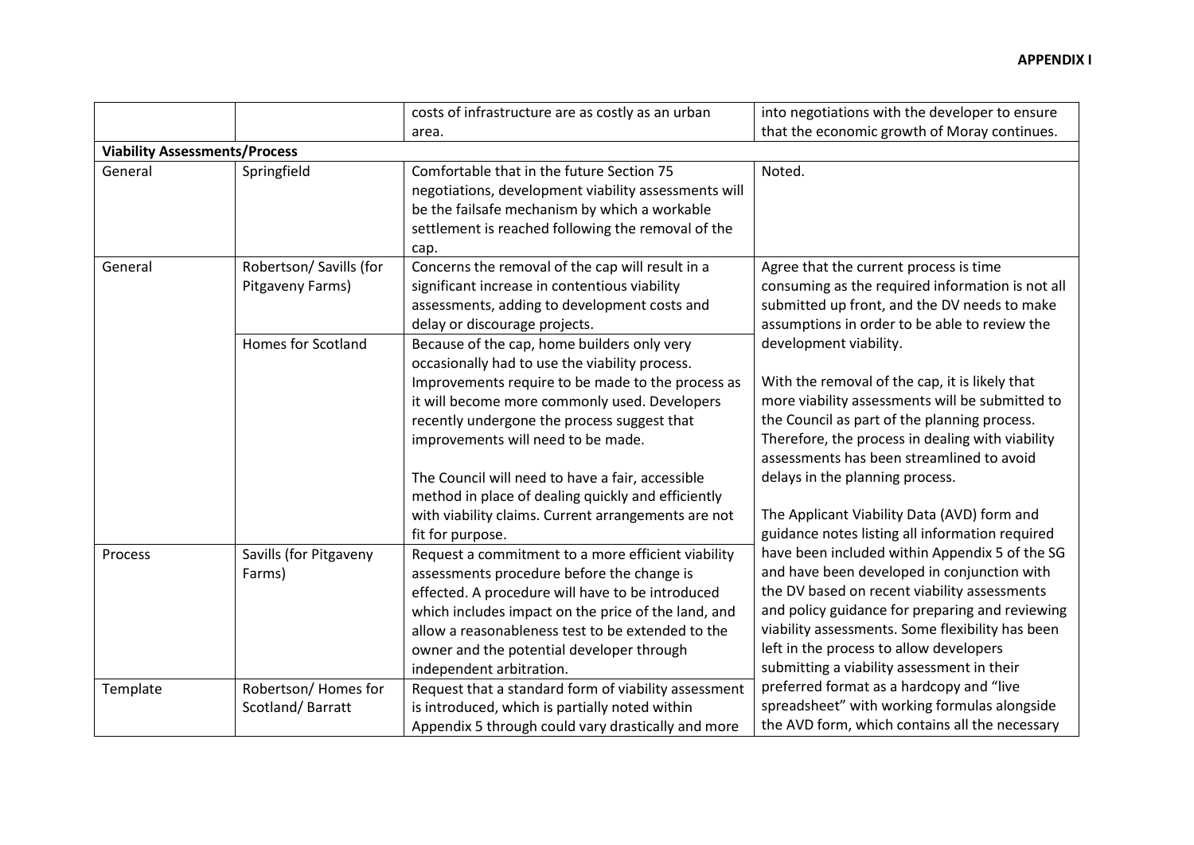**APPENDIX I**

| | | | |
|---|---|---|---|
| | | costs of infrastructure are as costly as an urban area. | into negotiations with the developer to ensure that the economic growth of Moray continues. |
| **Viability Assessments/Process** | | | |
| General | Springfield | Comfortable that in the future Section 75 negotiations, development viability assessments will be the failsafe mechanism by which a workable settlement is reached following the removal of the cap. | Noted. |
| General | Robertson/ Savills (for Pitgaveny Farms) | Concerns the removal of the cap will result in a significant increase in contentious viability assessments, adding to development costs and delay or discourage projects. | Agree that the current process is time consuming as the required information is not all submitted up front, and the DV needs to make assumptions in order to be able to review the development viability.<br><br>With the removal of the cap, it is likely that more viability assessments will be submitted to the Council as part of the planning process. Therefore, the process in dealing with viability assessments has been streamlined to avoid delays in the planning process.<br><br>The Applicant Viability Data (AVD) form and guidance notes listing all information required have been included within Appendix 5 of the SG and have been developed in conjunction with the DV based on recent viability assessments and policy guidance for preparing and reviewing viability assessments. Some flexibility has been left in the process to allow developers submitting a viability assessment in their preferred format as a hardcopy and "live spreadsheet" with working formulas alongside the AVD form, which contains all the necessary |
| | Homes for Scotland | Because of the cap, home builders only very occasionally had to use the viability process. Improvements require to be made to the process as it will become more commonly used. Developers recently undergone the process suggest that improvements will need to be made.<br><br>The Council will need to have a fair, accessible method in place of dealing quickly and efficiently with viability claims. Current arrangements are not fit for purpose. | |
| Process | Savills (for Pitgaveny Farms) | Request a commitment to a more efficient viability assessments procedure before the change is effected. A procedure will have to be introduced which includes impact on the price of the land, and allow a reasonableness test to be extended to the owner and the potential developer through independent arbitration. | |
| Template | Robertson/ Homes for Scotland/ Barratt | Request that a standard form of viability assessment is introduced, which is partially noted within Appendix 5 through could vary drastically and more | |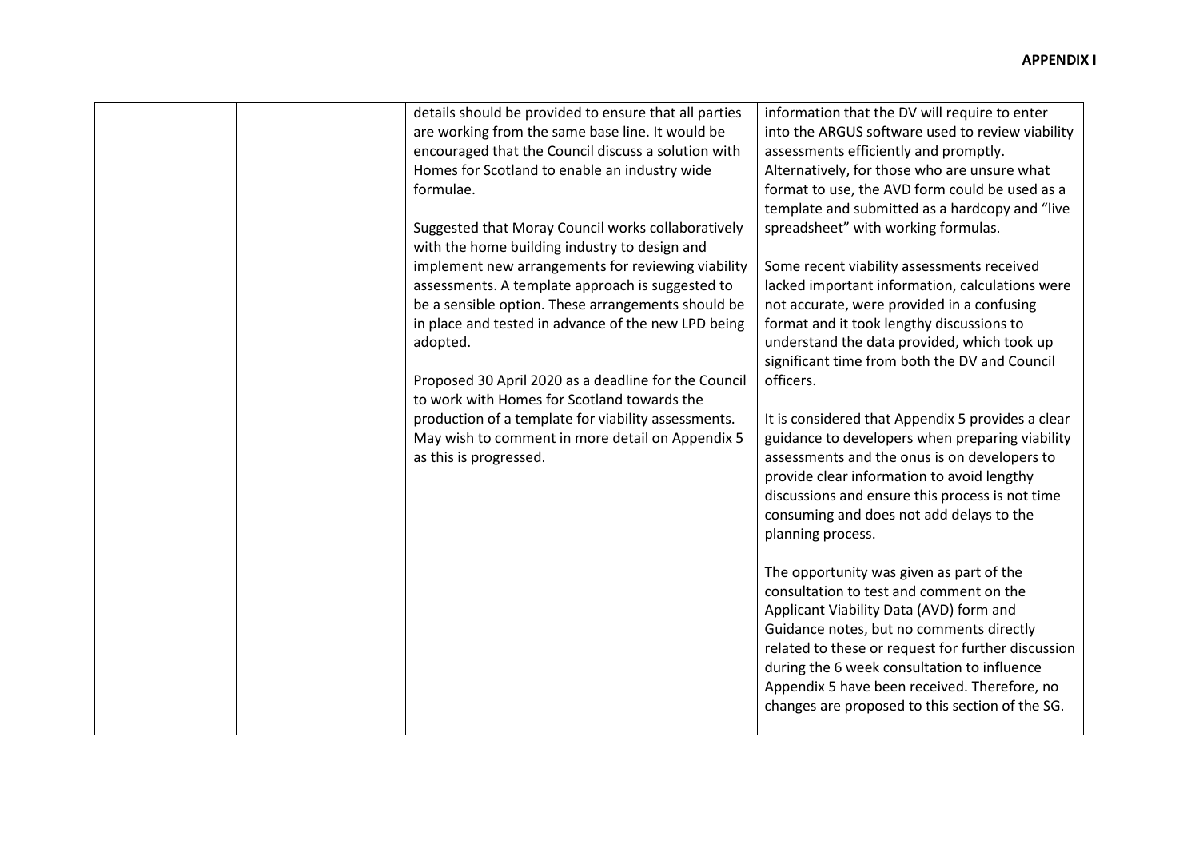**APPENDIX I**

| | | | |
|---|---|---|---|
| | | details should be provided to ensure that all parties are working from the same base line. It would be encouraged that the Council discuss a solution with Homes for Scotland to enable an industry wide formulae.<br><br>Suggested that Moray Council works collaboratively with the home building industry to design and implement new arrangements for reviewing viability assessments. A template approach is suggested to be a sensible option. These arrangements should be in place and tested in advance of the new LPD being adopted.<br><br>Proposed 30 April 2020 as a deadline for the Council to work with Homes for Scotland towards the production of a template for viability assessments. May wish to comment in more detail on Appendix 5 as this is progressed. | information that the DV will require to enter into the ARGUS software used to review viability assessments efficiently and promptly. Alternatively, for those who are unsure what format to use, the AVD form could be used as a template and submitted as a hardcopy and "live spreadsheet" with working formulas.<br><br>Some recent viability assessments received lacked important information, calculations were not accurate, were provided in a confusing format and it took lengthy discussions to understand the data provided, which took up significant time from both the DV and Council officers.<br><br>It is considered that Appendix 5 provides a clear guidance to developers when preparing viability assessments and the onus is on developers to provide clear information to avoid lengthy discussions and ensure this process is not time consuming and does not add delays to the planning process.<br><br>The opportunity was given as part of the consultation to test and comment on the Applicant Viability Data (AVD) form and Guidance notes, but no comments directly related to these or request for further discussion during the 6 week consultation to influence Appendix 5 have been received. Therefore, no changes are proposed to this section of the SG. |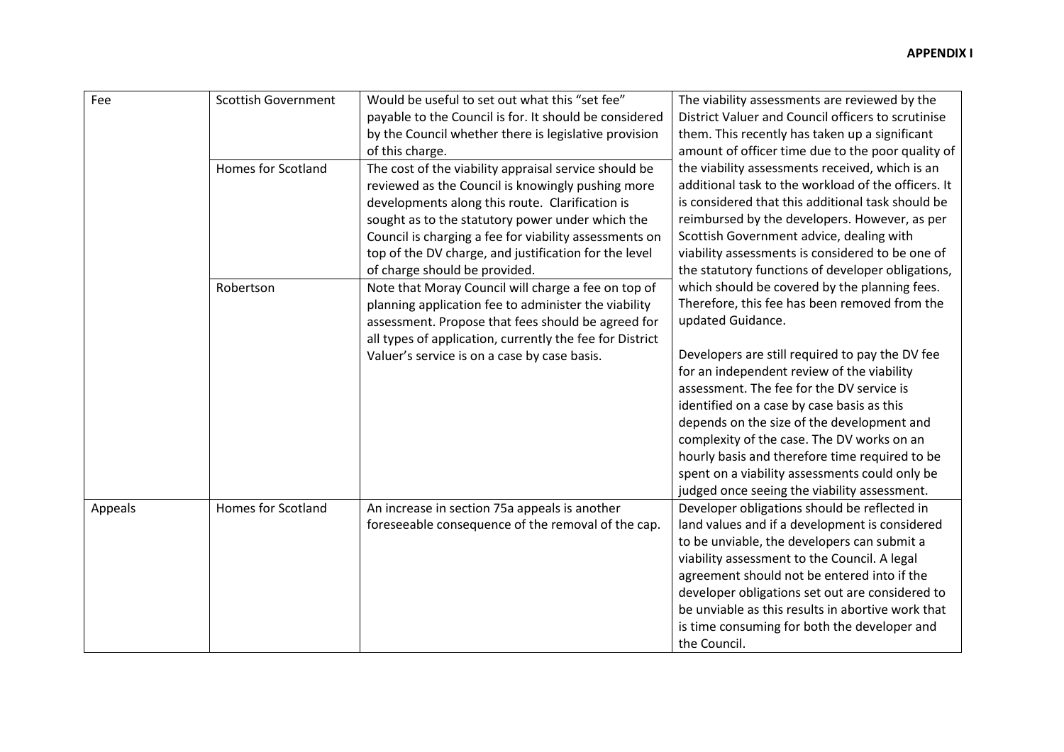**APPENDIX I**

| | | | |
|---|---|---|---|
| Fee | Scottish Government | Would be useful to set out what this "set fee" payable to the Council is for. It should be considered by the Council whether there is legislative provision of this charge. | The viability assessments are reviewed by the District Valuer and Council officers to scrutinise them. This recently has taken up a significant amount of officer time due to the poor quality of the viability assessments received, which is an additional task to the workload of the officers. It is considered that this additional task should be reimbursed by the developers. However, as per Scottish Government advice, dealing with viability assessments is considered to be one of the statutory functions of developer obligations, which should be covered by the planning fees. Therefore, this fee has been removed from the updated Guidance.<br><br>Developers are still required to pay the DV fee for an independent review of the viability assessment. The fee for the DV service is identified on a case by case basis as this depends on the size of the development and complexity of the case. The DV works on an hourly basis and therefore time required to be spent on a viability assessments could only be judged once seeing the viability assessment. |
| | Homes for Scotland | The cost of the viability appraisal service should be reviewed as the Council is knowingly pushing more developments along this route. Clarification is sought as to the statutory power under which the Council is charging a fee for viability assessments on top of the DV charge, and justification for the level of charge should be provided. | |
| | Robertson | Note that Moray Council will charge a fee on top of planning application fee to administer the viability assessment. Propose that fees should be agreed for all types of application, currently the fee for District Valuer's service is on a case by case basis. | |
| Appeals | Homes for Scotland | An increase in section 75a appeals is another foreseeable consequence of the removal of the cap. | Developer obligations should be reflected in land values and if a development is considered to be unviable, the developers can submit a viability assessment to the Council. A legal agreement should not be entered into if the developer obligations set out are considered to be unviable as this results in abortive work that is time consuming for both the developer and the Council. |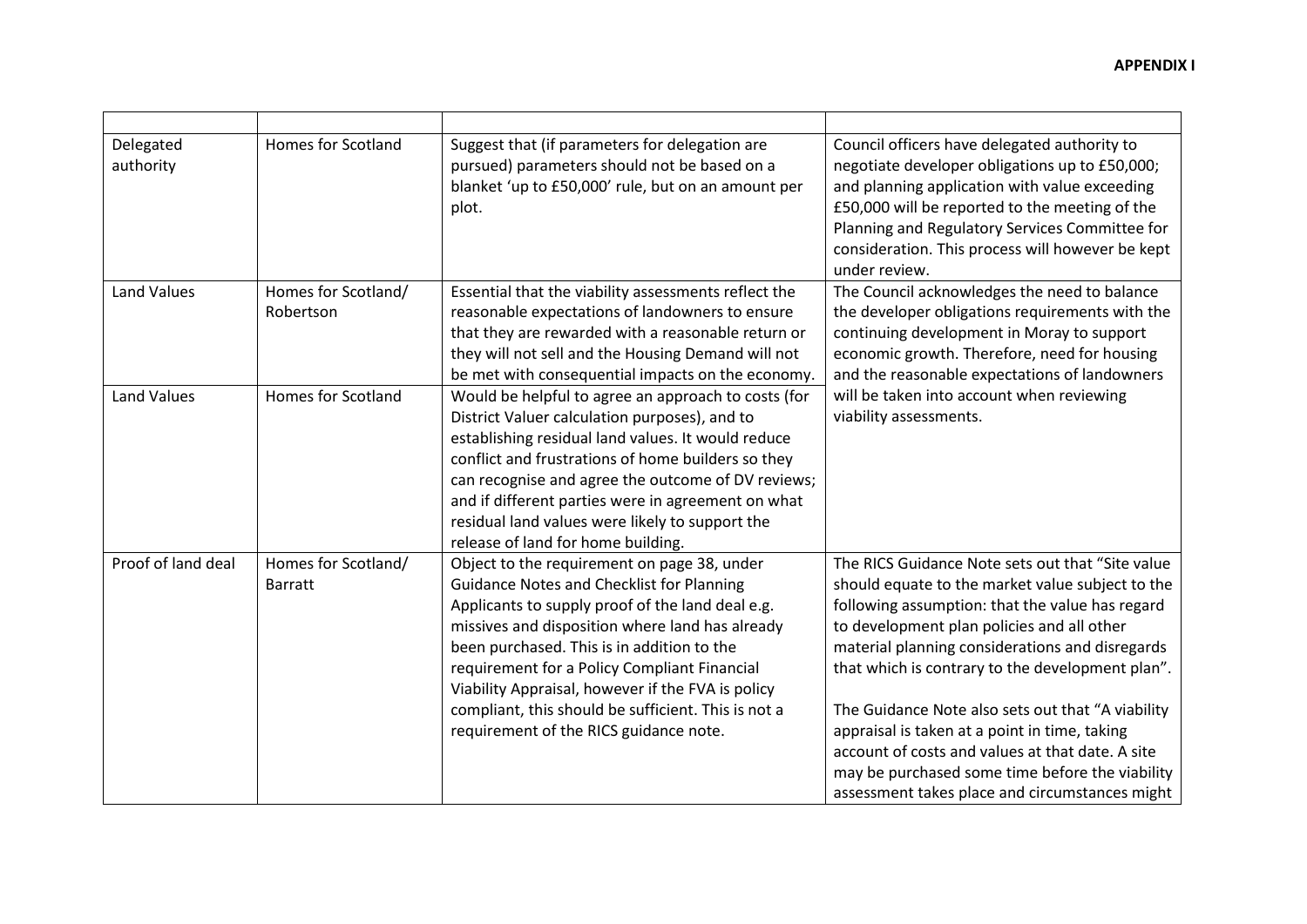**APPENDIX I**

| | | | |
|---|---|---|---|
| Delegated authority | Homes for Scotland | Suggest that (if parameters for delegation are pursued) parameters should not be based on a blanket 'up to £50,000' rule, but on an amount per plot. | Council officers have delegated authority to negotiate developer obligations up to £50,000; and planning application with value exceeding £50,000 will be reported to the meeting of the Planning and Regulatory Services Committee for consideration. This process will however be kept under review. |
| Land Values | Homes for Scotland/ Robertson | Essential that the viability assessments reflect the reasonable expectations of landowners to ensure that they are rewarded with a reasonable return or they will not sell and the Housing Demand will not be met with consequential impacts on the economy. | The Council acknowledges the need to balance the developer obligations requirements with the continuing development in Moray to support economic growth. Therefore, need for housing and the reasonable expectations of landowners will be taken into account when reviewing viability assessments. |
| Land Values | Homes for Scotland | Would be helpful to agree an approach to costs (for District Valuer calculation purposes), and to establishing residual land values. It would reduce conflict and frustrations of home builders so they can recognise and agree the outcome of DV reviews; and if different parties were in agreement on what residual land values were likely to support the release of land for home building. | |
| Proof of land deal | Homes for Scotland/ Barratt | Object to the requirement on page 38, under Guidance Notes and Checklist for Planning Applicants to supply proof of the land deal e.g. missives and disposition where land has already been purchased. This is in addition to the requirement for a Policy Compliant Financial Viability Appraisal, however if the FVA is policy compliant, this should be sufficient. This is not a requirement of the RICS guidance note. | The RICS Guidance Note sets out that "Site value should equate to the market value subject to the following assumption: that the value has regard to development plan policies and all other material planning considerations and disregards that which is contrary to the development plan".<br><br>The Guidance Note also sets out that "A viability appraisal is taken at a point in time, taking account of costs and values at that date. A site may be purchased some time before the viability assessment takes place and circumstances might |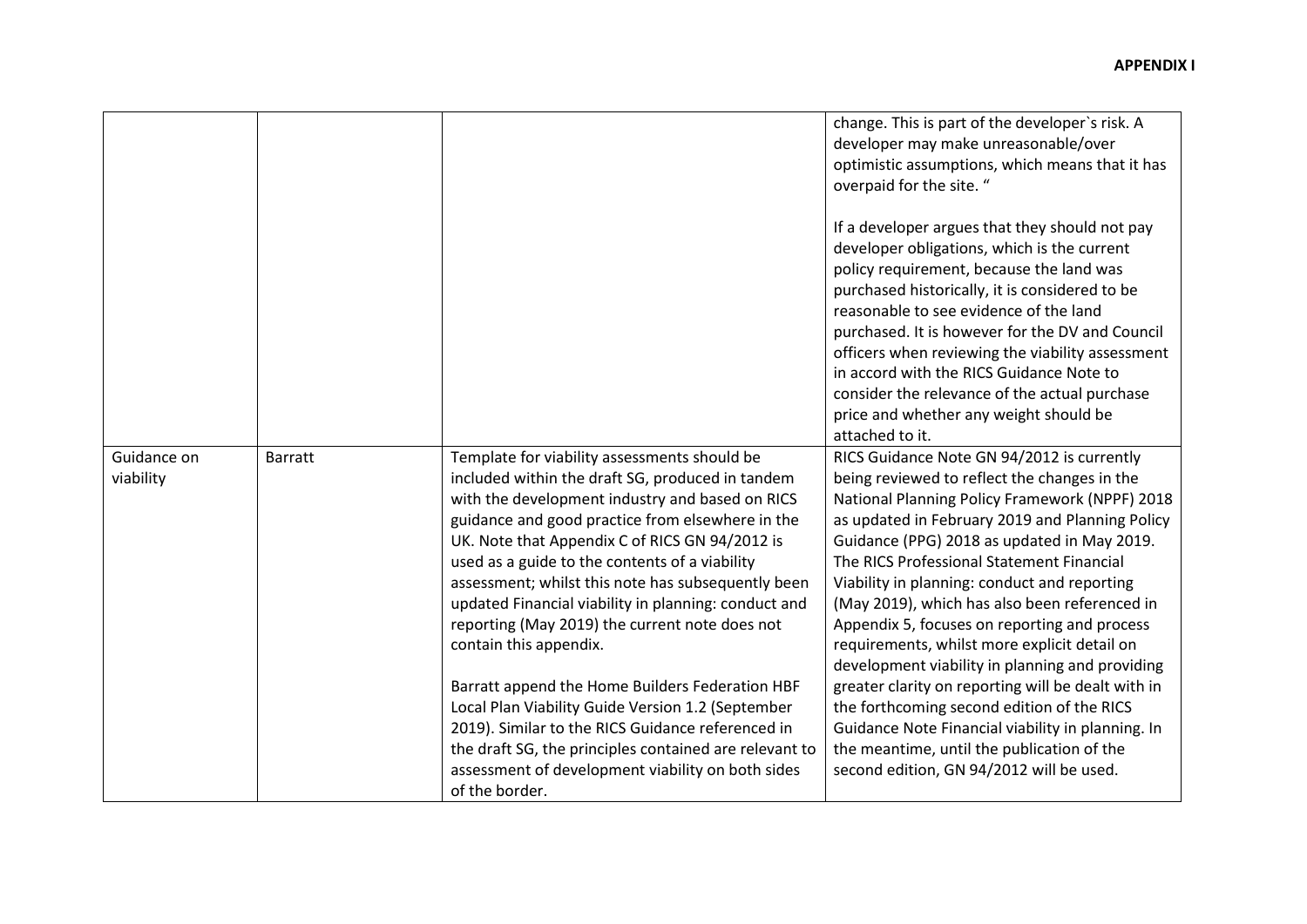| | | | |
|---|---|---|---|
| | | | change. This is part of the developer`s risk. A developer may make unreasonable/over optimistic assumptions, which means that it has overpaid for the site. "<br><br>If a developer argues that they should not pay developer obligations, which is the current policy requirement, because the land was purchased historically, it is considered to be reasonable to see evidence of the land purchased. It is however for the DV and Council officers when reviewing the viability assessment in accord with the RICS Guidance Note to consider the relevance of the actual purchase price and whether any weight should be attached to it. |
| Guidance on viability | Barratt | Template for viability assessments should be included within the draft SG, produced in tandem with the development industry and based on RICS guidance and good practice from elsewhere in the UK. Note that Appendix C of RICS GN 94/2012 is used as a guide to the contents of a viability assessment; whilst this note has subsequently been updated Financial viability in planning: conduct and reporting (May 2019) the current note does not contain this appendix.<br><br>Barratt append the Home Builders Federation HBF Local Plan Viability Guide Version 1.2 (September 2019). Similar to the RICS Guidance referenced in the draft SG, the principles contained are relevant to the assessment of development viability on both sides of the border. | RICS Guidance Note GN 94/2012 is currently being reviewed to reflect the changes in the National Planning Policy Framework (NPPF) 2018 as updated in February 2019 and Planning Policy Guidance (PPG) 2018 as updated in May 2019. The RICS Professional Statement Financial Viability in planning: conduct and reporting (May 2019), which has also been referenced in Appendix 5, focuses on reporting and process requirements, whilst more explicit detail on development viability in planning and providing greater clarity on reporting will be dealt with in the forthcoming second edition of the RICS Guidance Note Financial viability in planning. In the meantime, until the publication of the second edition, GN 94/2012 will be used. |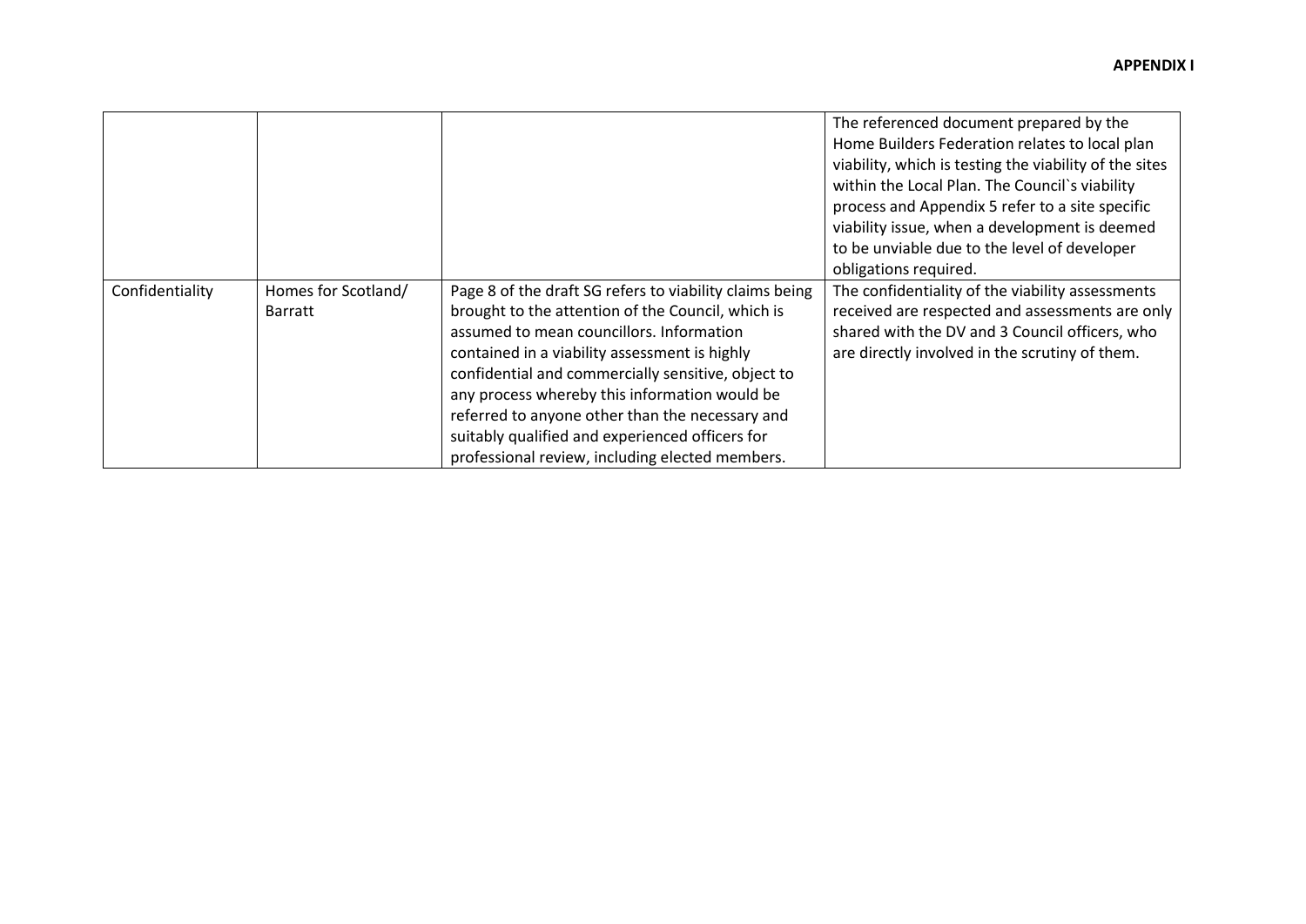**APPENDIX I**

| | | | |
|---|---|---|---|
| | | | The referenced document prepared by the Home Builders Federation relates to local plan viability, which is testing the viability of the sites within the Local Plan. The Council`s viability process and Appendix 5 refer to a site specific viability issue, when a development is deemed to be unviable due to the level of developer obligations required. |
| Confidentiality | Homes for Scotland/ Barratt | Page 8 of the draft SG refers to viability claims being brought to the attention of the Council, which is assumed to mean councillors. Information contained in a viability assessment is highly confidential and commercially sensitive, object to any process whereby this information would be referred to anyone other than the necessary and suitably qualified and experienced officers for professional review, including elected members. | The confidentiality of the viability assessments received are respected and assessments are only shared with the DV and 3 Council officers, who are directly involved in the scrutiny of them. |